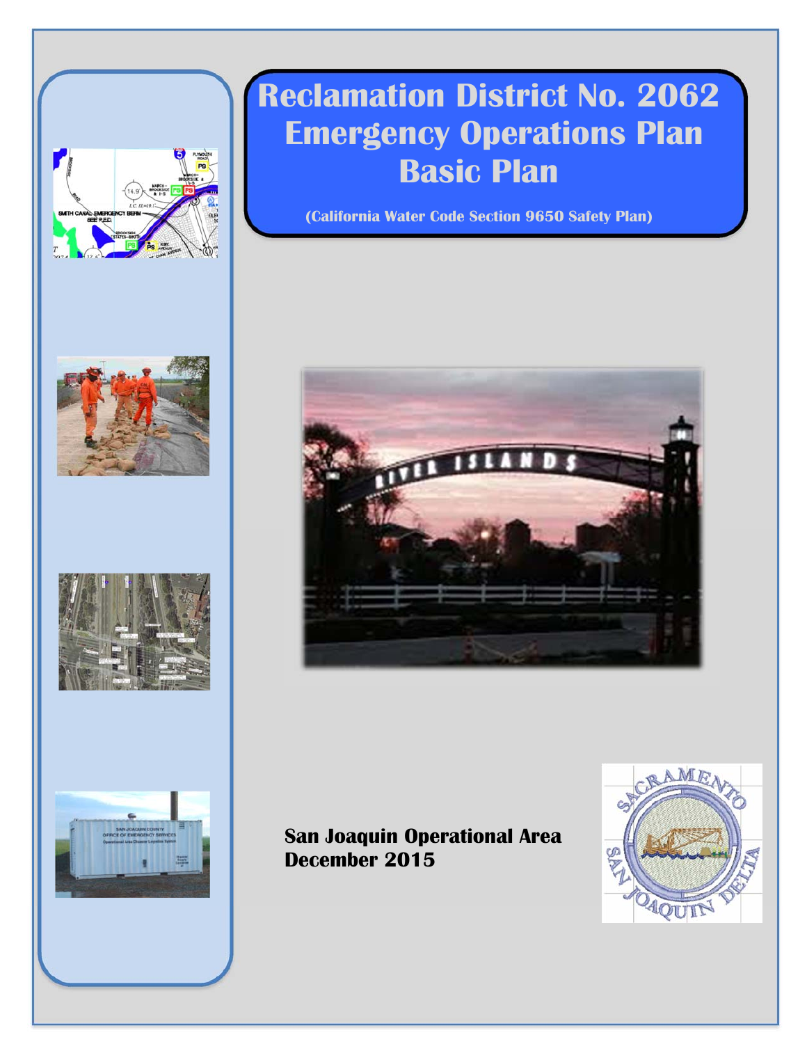# Reclamation District No. 2062 Emergency Operations Plan Basic Plan

**(California Water Code Section 9650 Safety Plan)**

**San Joaquin Operational Area**
**December 2015**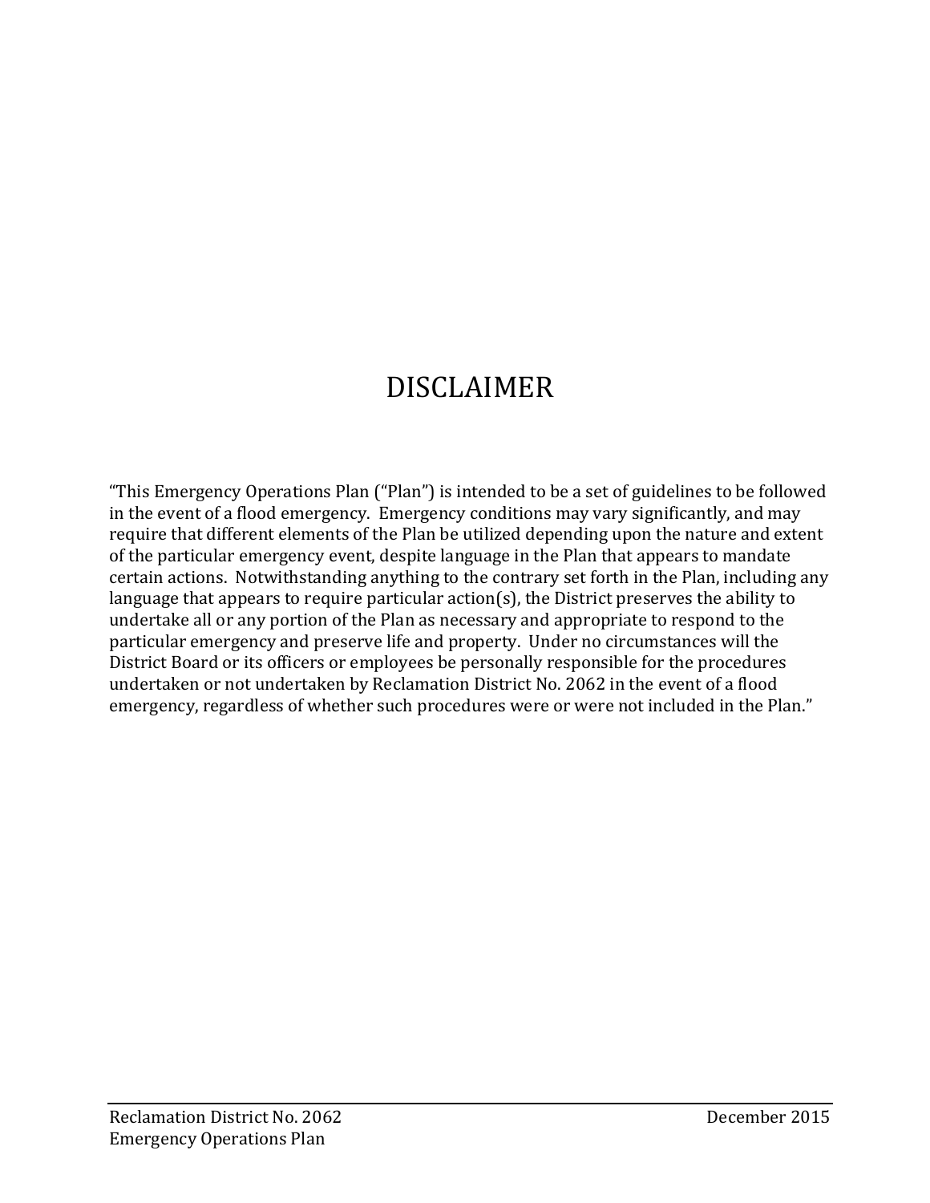# DISCLAIMER

"This Emergency Operations Plan ("Plan") is intended to be a set of guidelines to be followed in the event of a flood emergency. Emergency conditions may vary significantly, and may require that different elements of the Plan be utilized depending upon the nature and extent of the particular emergency event, despite language in the Plan that appears to mandate certain actions. Notwithstanding anything to the contrary set forth in the Plan, including any language that appears to require particular action(s), the District preserves the ability to undertake all or any portion of the Plan as necessary and appropriate to respond to the particular emergency and preserve life and property. Under no circumstances will the District Board or its officers or employees be personally responsible for the procedures undertaken or not undertaken by Reclamation District No. 2062 in the event of a flood emergency, regardless of whether such procedures were or were not included in the Plan."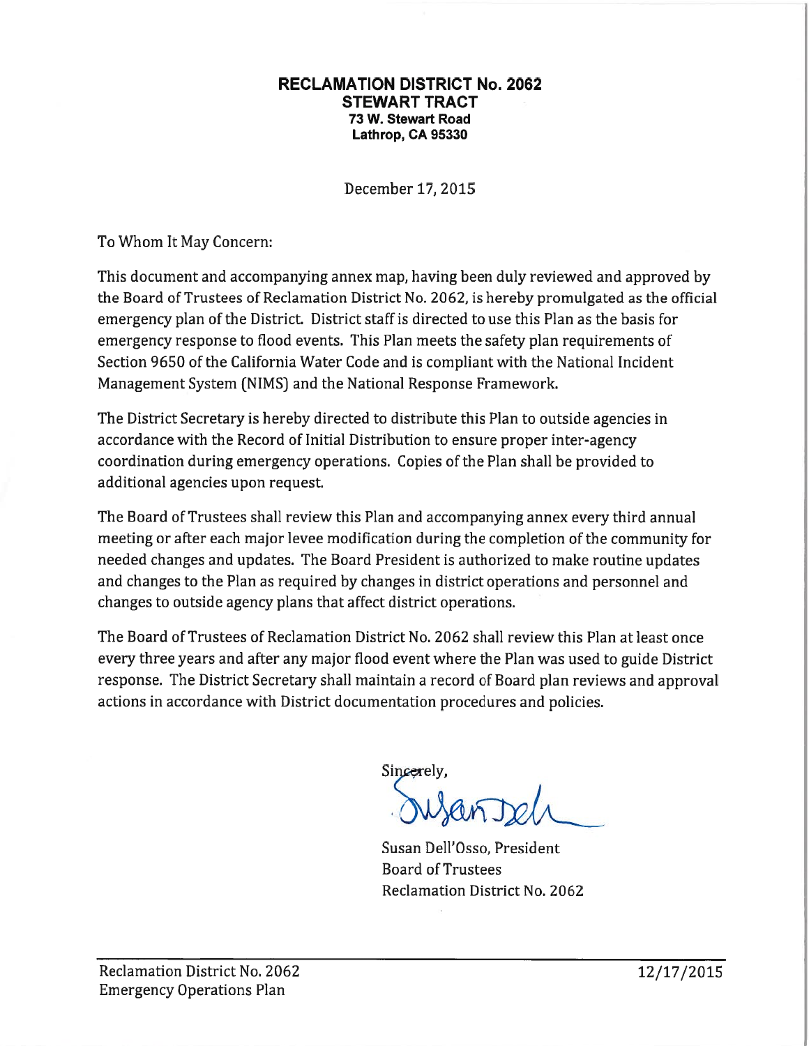**RECLAMATION DISTRICT No. 2062**
**STEWART TRACT**
**73 W. Stewart Road**
**Lathrop, CA 95330**

December 17, 2015

To Whom It May Concern:

This document and accompanying annex map, having been duly reviewed and approved by the Board of Trustees of Reclamation District No. 2062, is hereby promulgated as the official emergency plan of the District. District staff is directed to use this Plan as the basis for emergency response to flood events. This Plan meets the safety plan requirements of Section 9650 of the California Water Code and is compliant with the National Incident Management System (NIMS) and the National Response Framework.

The District Secretary is hereby directed to distribute this Plan to outside agencies in accordance with the Record of Initial Distribution to ensure proper inter-agency coordination during emergency operations. Copies of the Plan shall be provided to additional agencies upon request.

The Board of Trustees shall review this Plan and accompanying annex every third annual meeting or after each major levee modification during the completion of the community for needed changes and updates. The Board President is authorized to make routine updates and changes to the Plan as required by changes in district operations and personnel and changes to outside agency plans that affect district operations.

The Board of Trustees of Reclamation District No. 2062 shall review this Plan at least once every three years and after any major flood event where the Plan was used to guide District response. The District Secretary shall maintain a record of Board plan reviews and approval actions in accordance with District documentation procedures and policies.

Sincerely,

Susan Dell'Osso, President
Board of Trustees
Reclamation District No. 2062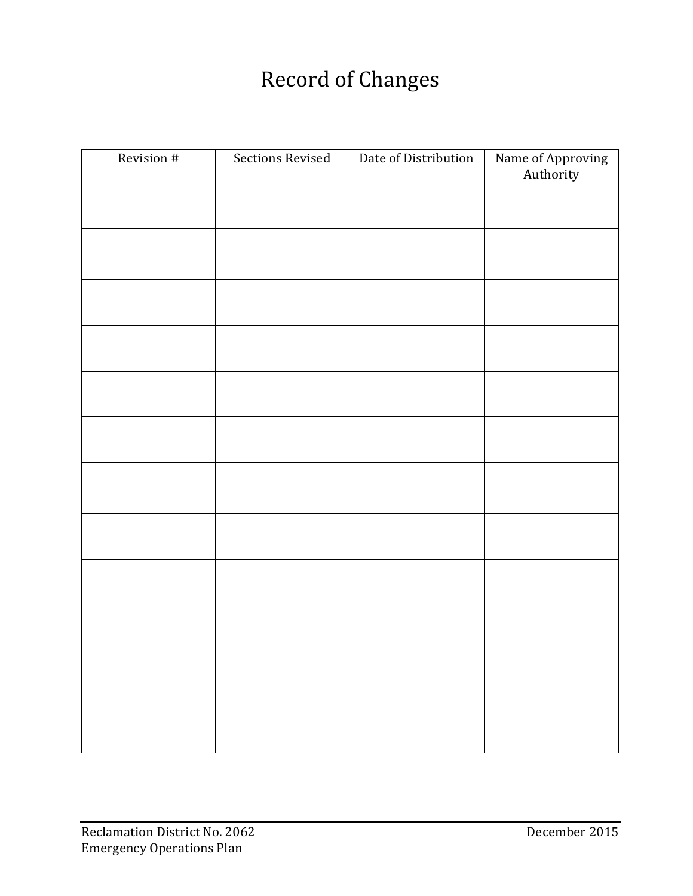# Record of Changes

| Revision # | Sections Revised | Date of Distribution | Name of Approving Authority |
|---|---|---|---|
| | | | |
| | | | |
| | | | |
| | | | |
| | | | |
| | | | |
| | | | |
| | | | |
| | | | |
| | | | |
| | | | |
| | | | |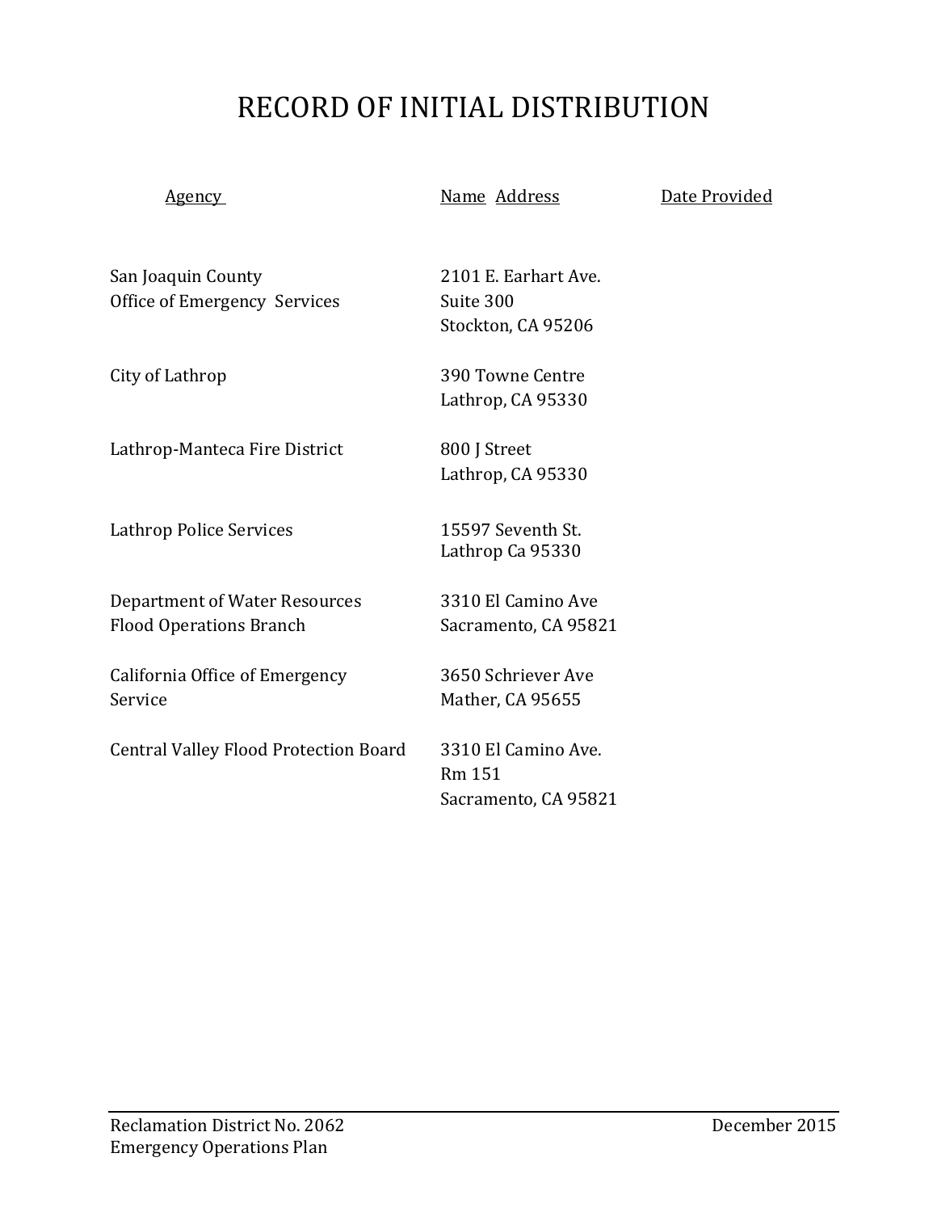# RECORD OF INITIAL DISTRIBUTION

| Agency | Name Address | Date Provided |
|---|---|---|
| San Joaquin County Office of Emergency Services | 2101 E. Earhart Ave. Suite 300 Stockton, CA 95206 | |
| City of Lathrop | 390 Towne Centre Lathrop, CA 95330 | |
| Lathrop-Manteca Fire District | 800 J Street Lathrop, CA 95330 | |
| Lathrop Police Services | 15597 Seventh St. Lathrop Ca 95330 | |
| Department of Water Resources Flood Operations Branch | 3310 El Camino Ave Sacramento, CA 95821 | |
| California Office of Emergency Service | 3650 Schriever Ave Mather, CA 95655 | |
| Central Valley Flood Protection Board | 3310 El Camino Ave. Rm 151 Sacramento, CA 95821 | |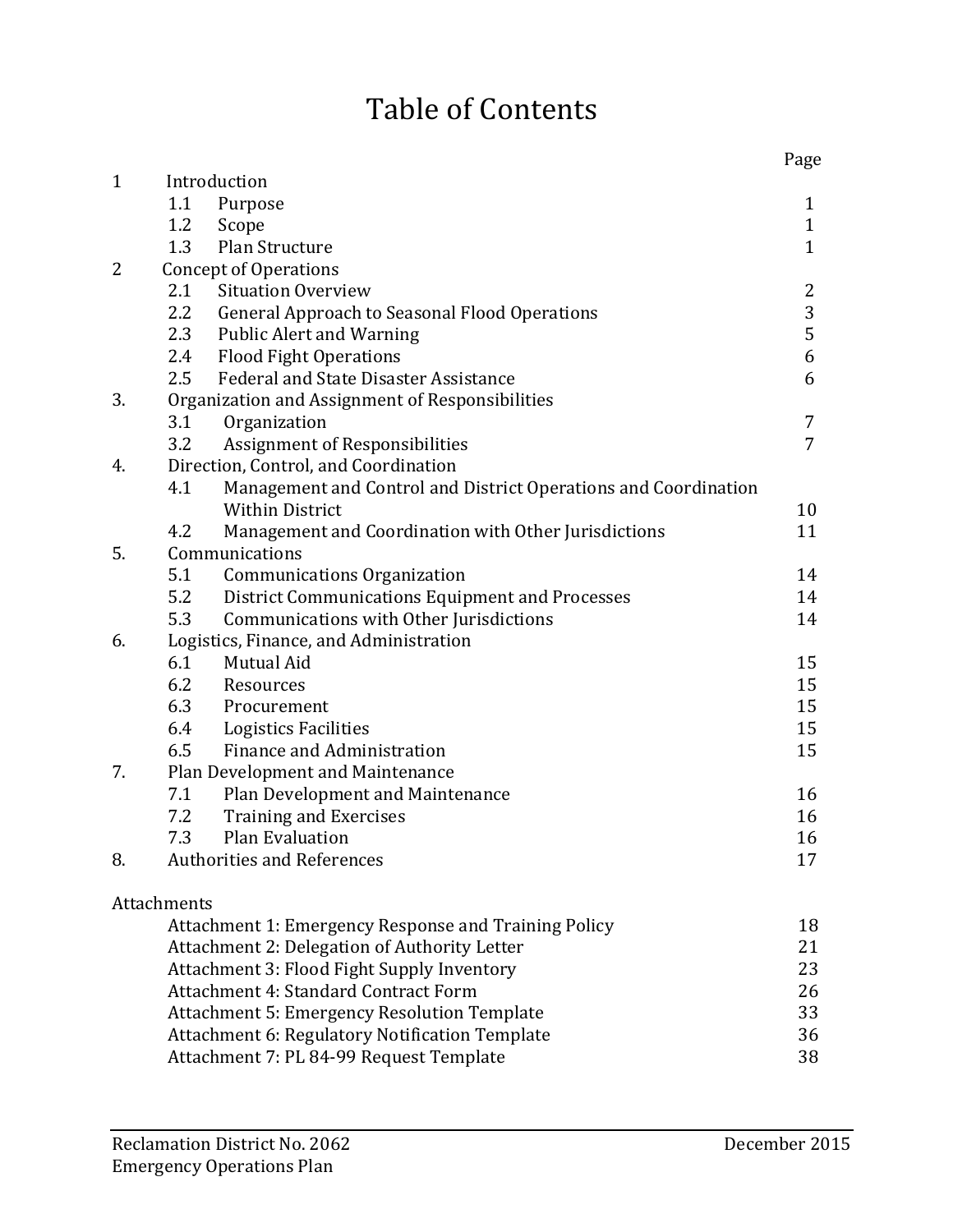# Table of Contents

| | | Page |
|---|---|---|
| 1 | Introduction | |
| | 1.1 Purpose | 1 |
| | 1.2 Scope | 1 |
| | 1.3 Plan Structure | 1 |
| 2 | Concept of Operations | |
| | 2.1 Situation Overview | 2 |
| | 2.2 General Approach to Seasonal Flood Operations | 3 |
| | 2.3 Public Alert and Warning | 5 |
| | 2.4 Flood Fight Operations | 6 |
| | 2.5 Federal and State Disaster Assistance | 6 |
| 3. | Organization and Assignment of Responsibilities | |
| | 3.1 Organization | 7 |
| | 3.2 Assignment of Responsibilities | 7 |
| 4. | Direction, Control, and Coordination | |
| | 4.1 Management and Control and District Operations and Coordination Within District | 10 |
| | 4.2 Management and Coordination with Other Jurisdictions | 11 |
| 5. | Communications | |
| | 5.1 Communications Organization | 14 |
| | 5.2 District Communications Equipment and Processes | 14 |
| | 5.3 Communications with Other Jurisdictions | 14 |
| 6. | Logistics, Finance, and Administration | |
| | 6.1 Mutual Aid | 15 |
| | 6.2 Resources | 15 |
| | 6.3 Procurement | 15 |
| | 6.4 Logistics Facilities | 15 |
| | 6.5 Finance and Administration | 15 |
| 7. | Plan Development and Maintenance | |
| | 7.1 Plan Development and Maintenance | 16 |
| | 7.2 Training and Exercises | 16 |
| | 7.3 Plan Evaluation | 16 |
| 8. | Authorities and References | 17 |

Attachments

| | Page |
|---|---|
| Attachment 1: Emergency Response and Training Policy | 18 |
| Attachment 2: Delegation of Authority Letter | 21 |
| Attachment 3: Flood Fight Supply Inventory | 23 |
| Attachment 4: Standard Contract Form | 26 |
| Attachment 5: Emergency Resolution Template | 33 |
| Attachment 6: Regulatory Notification Template | 36 |
| Attachment 7: PL 84-99 Request Template | 38 |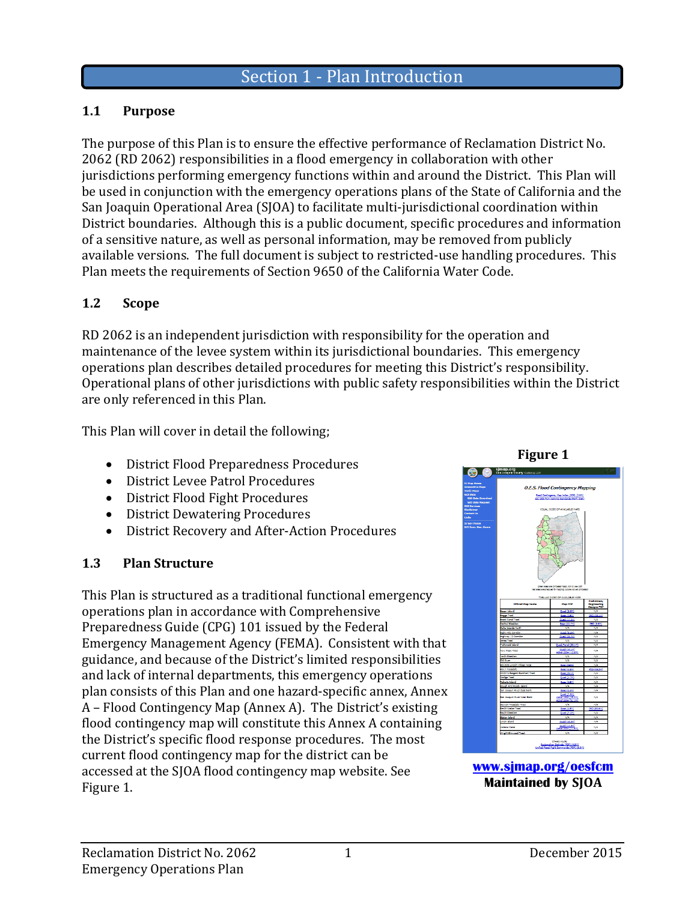# Section 1 - Plan Introduction

## 1.1 Purpose

The purpose of this Plan is to ensure the effective performance of Reclamation District No. 2062 (RD 2062) responsibilities in a flood emergency in collaboration with other jurisdictions performing emergency functions within and around the District. This Plan will be used in conjunction with the emergency operations plans of the State of California and the San Joaquin Operational Area (SJOA) to facilitate multi-jurisdictional coordination within District boundaries. Although this is a public document, specific procedures and information of a sensitive nature, as well as personal information, may be removed from publicly available versions. The full document is subject to restricted-use handling procedures. This Plan meets the requirements of Section 9650 of the California Water Code.

## 1.2 Scope

RD 2062 is an independent jurisdiction with responsibility for the operation and maintenance of the levee system within its jurisdictional boundaries. This emergency operations plan describes detailed procedures for meeting this District's responsibility. Operational plans of other jurisdictions with public safety responsibilities within the District are only referenced in this Plan.

This Plan will cover in detail the following;

- District Flood Preparedness Procedures
- District Levee Patrol Procedures
- District Flood Fight Procedures
- District Dewatering Procedures
- District Recovery and After-Action Procedures

## 1.3 Plan Structure

This Plan is structured as a traditional functional emergency operations plan in accordance with Comprehensive Preparedness Guide (CPG) 101 issued by the Federal Emergency Management Agency (FEMA). Consistent with that guidance, and because of the District's limited responsibilities and lack of internal departments, this emergency operations plan consists of this Plan and one hazard-specific annex, Annex A – Flood Contingency Map (Annex A). The District's existing flood contingency map will constitute this Annex A containing the District's specific flood response procedures. The most current flood contingency map for the district can be accessed at the SJOA flood contingency map website. See Figure 1.

**Figure 1**

**www.sjmap.org/oesfcm**
**Maintained by SJOA**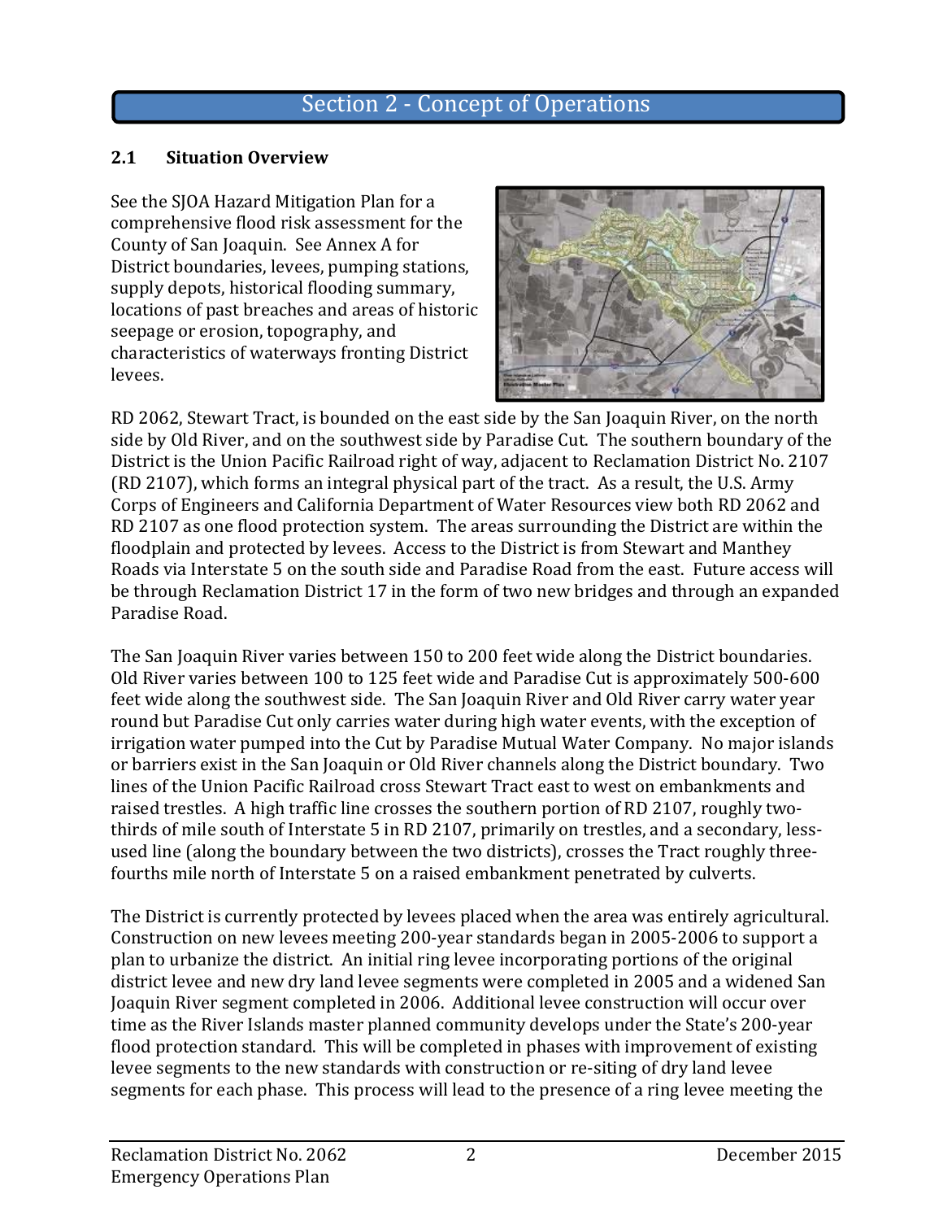# Section 2 - Concept of Operations

## 2.1 Situation Overview

See the SJOA Hazard Mitigation Plan for a comprehensive flood risk assessment for the County of San Joaquin. See Annex A for District boundaries, levees, pumping stations, supply depots, historical flooding summary, locations of past breaches and areas of historic seepage or erosion, topography, and characteristics of waterways fronting District levees.

RD 2062, Stewart Tract, is bounded on the east side by the San Joaquin River, on the north side by Old River, and on the southwest side by Paradise Cut. The southern boundary of the District is the Union Pacific Railroad right of way, adjacent to Reclamation District No. 2107 (RD 2107), which forms an integral physical part of the tract. As a result, the U.S. Army Corps of Engineers and California Department of Water Resources view both RD 2062 and RD 2107 as one flood protection system. The areas surrounding the District are within the floodplain and protected by levees. Access to the District is from Stewart and Manthey Roads via Interstate 5 on the south side and Paradise Road from the east. Future access will be through Reclamation District 17 in the form of two new bridges and through an expanded Paradise Road.

The San Joaquin River varies between 150 to 200 feet wide along the District boundaries. Old River varies between 100 to 125 feet wide and Paradise Cut is approximately 500-600 feet wide along the southwest side. The San Joaquin River and Old River carry water year round but Paradise Cut only carries water during high water events, with the exception of irrigation water pumped into the Cut by Paradise Mutual Water Company. No major islands or barriers exist in the San Joaquin or Old River channels along the District boundary. Two lines of the Union Pacific Railroad cross Stewart Tract east to west on embankments and raised trestles. A high traffic line crosses the southern portion of RD 2107, roughly two-thirds of mile south of Interstate 5 in RD 2107, primarily on trestles, and a secondary, less-used line (along the boundary between the two districts), crosses the Tract roughly three-fourths mile north of Interstate 5 on a raised embankment penetrated by culverts.

The District is currently protected by levees placed when the area was entirely agricultural. Construction on new levees meeting 200-year standards began in 2005-2006 to support a plan to urbanize the district. An initial ring levee incorporating portions of the original district levee and new dry land levee segments were completed in 2005 and a widened San Joaquin River segment completed in 2006. Additional levee construction will occur over time as the River Islands master planned community develops under the State's 200-year flood protection standard. This will be completed in phases with improvement of existing levee segments to the new standards with construction or re-siting of dry land levee segments for each phase. This process will lead to the presence of a ring levee meeting the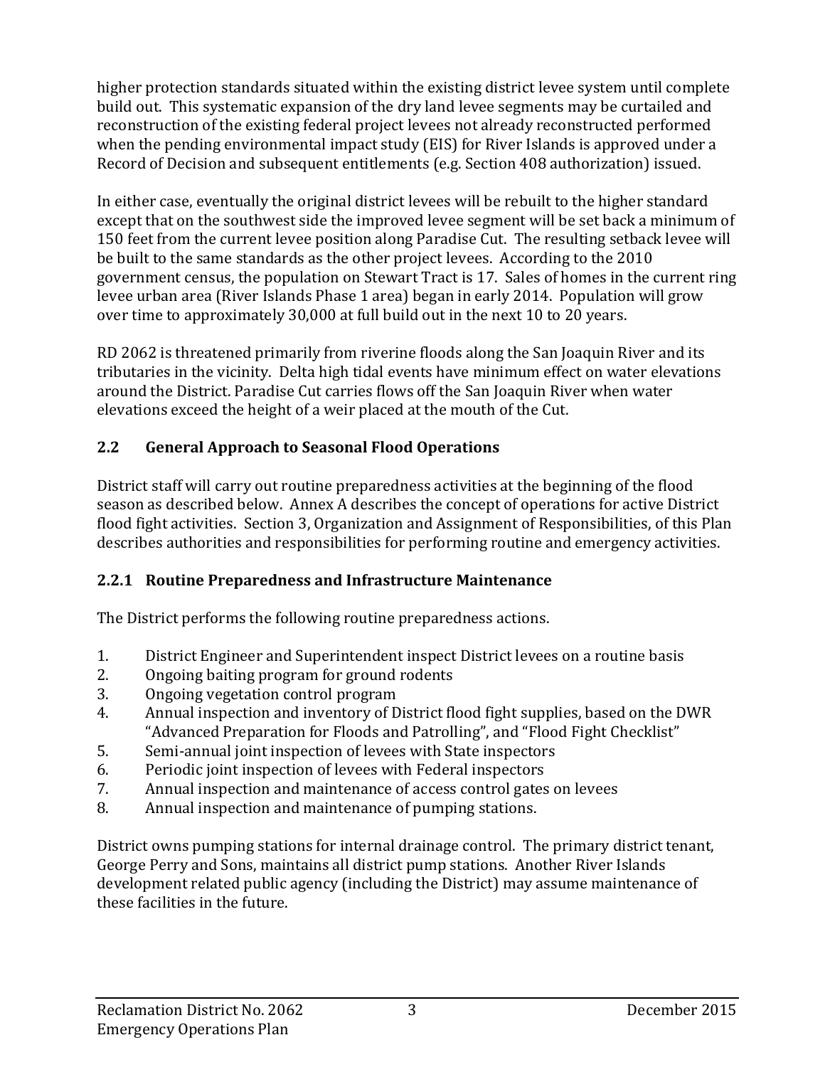higher protection standards situated within the existing district levee system until complete build out. This systematic expansion of the dry land levee segments may be curtailed and reconstruction of the existing federal project levees not already reconstructed performed when the pending environmental impact study (EIS) for River Islands is approved under a Record of Decision and subsequent entitlements (e.g. Section 408 authorization) issued.

In either case, eventually the original district levees will be rebuilt to the higher standard except that on the southwest side the improved levee segment will be set back a minimum of 150 feet from the current levee position along Paradise Cut. The resulting setback levee will be built to the same standards as the other project levees. According to the 2010 government census, the population on Stewart Tract is 17. Sales of homes in the current ring levee urban area (River Islands Phase 1 area) began in early 2014. Population will grow over time to approximately 30,000 at full build out in the next 10 to 20 years.

RD 2062 is threatened primarily from riverine floods along the San Joaquin River and its tributaries in the vicinity. Delta high tidal events have minimum effect on water elevations around the District. Paradise Cut carries flows off the San Joaquin River when water elevations exceed the height of a weir placed at the mouth of the Cut.

## 2.2 General Approach to Seasonal Flood Operations

District staff will carry out routine preparedness activities at the beginning of the flood season as described below. Annex A describes the concept of operations for active District flood fight activities. Section 3, Organization and Assignment of Responsibilities, of this Plan describes authorities and responsibilities for performing routine and emergency activities.

### 2.2.1 Routine Preparedness and Infrastructure Maintenance

The District performs the following routine preparedness actions.

1. District Engineer and Superintendent inspect District levees on a routine basis
2. Ongoing baiting program for ground rodents
3. Ongoing vegetation control program
4. Annual inspection and inventory of District flood fight supplies, based on the DWR "Advanced Preparation for Floods and Patrolling", and "Flood Fight Checklist"
5. Semi-annual joint inspection of levees with State inspectors
6. Periodic joint inspection of levees with Federal inspectors
7. Annual inspection and maintenance of access control gates on levees
8. Annual inspection and maintenance of pumping stations.

District owns pumping stations for internal drainage control. The primary district tenant, George Perry and Sons, maintains all district pump stations. Another River Islands development related public agency (including the District) may assume maintenance of these facilities in the future.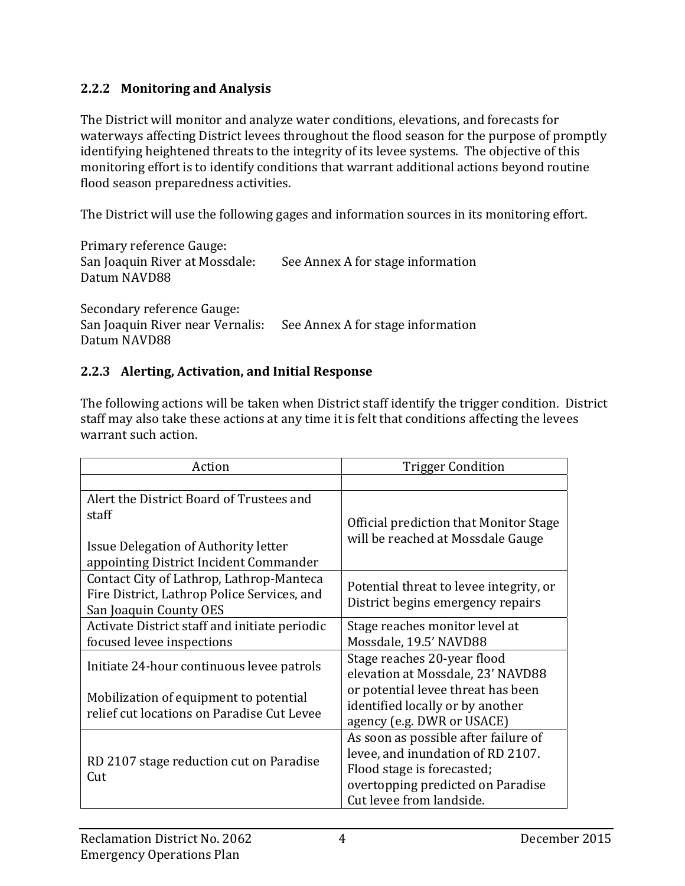### 2.2.2 Monitoring and Analysis

The District will monitor and analyze water conditions, elevations, and forecasts for waterways affecting District levees throughout the flood season for the purpose of promptly identifying heightened threats to the integrity of its levee systems. The objective of this monitoring effort is to identify conditions that warrant additional actions beyond routine flood season preparedness activities.

The District will use the following gages and information sources in its monitoring effort.

Primary reference Gauge:
San Joaquin River at Mossdale: See Annex A for stage information
Datum NAVD88

Secondary reference Gauge:
San Joaquin River near Vernalis: See Annex A for stage information
Datum NAVD88

### 2.2.3 Alerting, Activation, and Initial Response

The following actions will be taken when District staff identify the trigger condition. District staff may also take these actions at any time it is felt that conditions affecting the levees warrant such action.

| Action | Trigger Condition |
|---|---|
| | |
| Alert the District Board of Trustees and staff<br><br>Issue Delegation of Authority letter appointing District Incident Commander | Official prediction that Monitor Stage will be reached at Mossdale Gauge |
| Contact City of Lathrop, Lathrop-Manteca Fire District, Lathrop Police Services, and San Joaquin County OES | Potential threat to levee integrity, or District begins emergency repairs |
| Activate District staff and initiate periodic focused levee inspections | Stage reaches monitor level at Mossdale, 19.5' NAVD88 |
| Initiate 24-hour continuous levee patrols<br><br>Mobilization of equipment to potential relief cut locations on Paradise Cut Levee | Stage reaches 20-year flood elevation at Mossdale, 23' NAVD88 or potential levee threat has been identified locally or by another agency (e.g. DWR or USACE) |
| RD 2107 stage reduction cut on Paradise Cut | As soon as possible after failure of levee, and inundation of RD 2107. Flood stage is forecasted; overtopping predicted on Paradise Cut levee from landside. |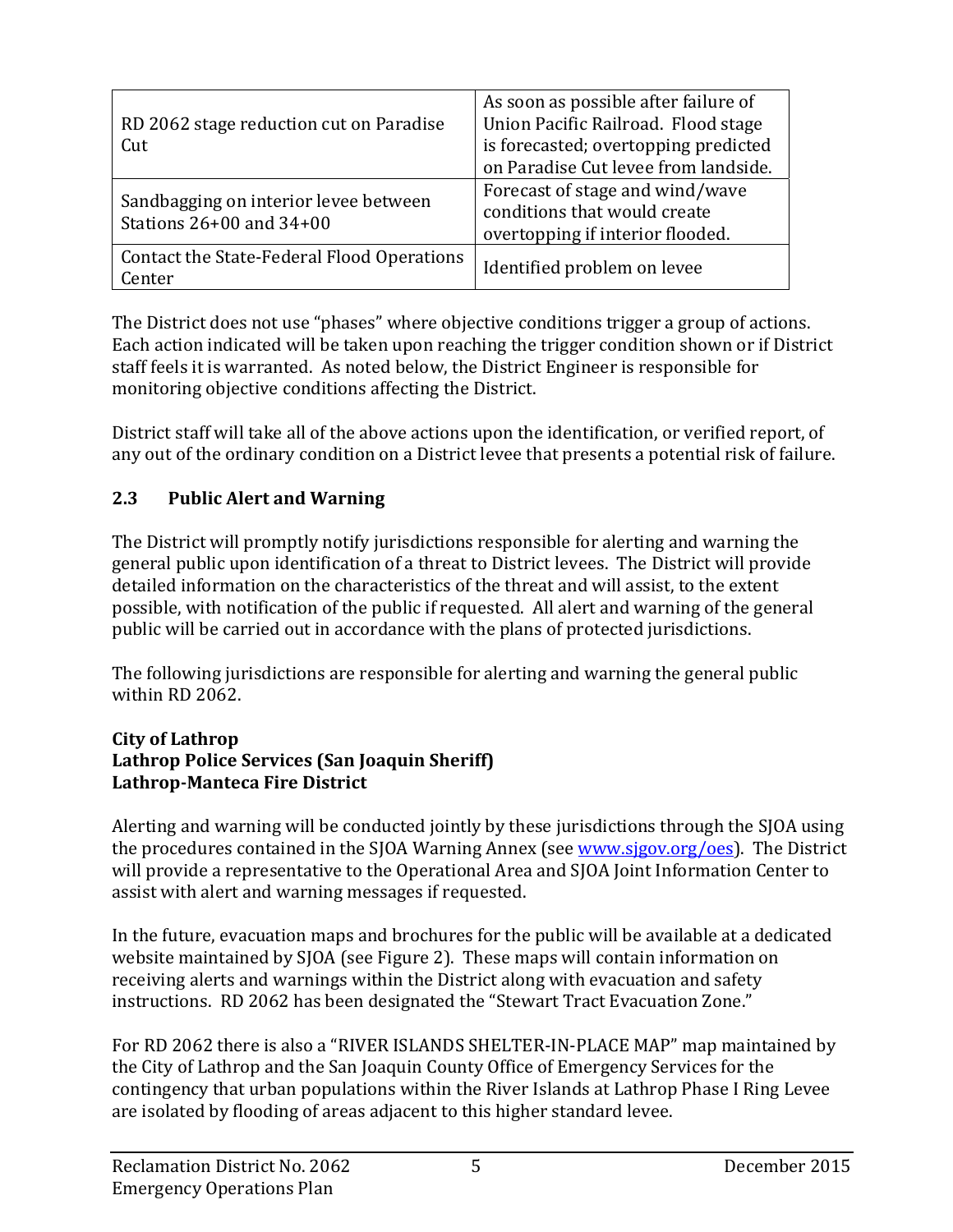| | |
|---|---|
| RD 2062 stage reduction cut on Paradise Cut | As soon as possible after failure of Union Pacific Railroad. Flood stage is forecasted; overtopping predicted on Paradise Cut levee from landside. |
| Sandbagging on interior levee between Stations 26+00 and 34+00 | Forecast of stage and wind/wave conditions that would create overtopping if interior flooded. |
| Contact the State-Federal Flood Operations Center | Identified problem on levee |

The District does not use "phases" where objective conditions trigger a group of actions. Each action indicated will be taken upon reaching the trigger condition shown or if District staff feels it is warranted. As noted below, the District Engineer is responsible for monitoring objective conditions affecting the District.

District staff will take all of the above actions upon the identification, or verified report, of any out of the ordinary condition on a District levee that presents a potential risk of failure.

## 2.3 Public Alert and Warning

The District will promptly notify jurisdictions responsible for alerting and warning the general public upon identification of a threat to District levees. The District will provide detailed information on the characteristics of the threat and will assist, to the extent possible, with notification of the public if requested. All alert and warning of the general public will be carried out in accordance with the plans of protected jurisdictions.

The following jurisdictions are responsible for alerting and warning the general public within RD 2062.

**City of Lathrop**
**Lathrop Police Services (San Joaquin Sheriff)**
**Lathrop-Manteca Fire District**

Alerting and warning will be conducted jointly by these jurisdictions through the SJOA using the procedures contained in the SJOA Warning Annex (see www.sjgov.org/oes). The District will provide a representative to the Operational Area and SJOA Joint Information Center to assist with alert and warning messages if requested.

In the future, evacuation maps and brochures for the public will be available at a dedicated website maintained by SJOA (see Figure 2). These maps will contain information on receiving alerts and warnings within the District along with evacuation and safety instructions. RD 2062 has been designated the "Stewart Tract Evacuation Zone."

For RD 2062 there is also a "RIVER ISLANDS SHELTER-IN-PLACE MAP" map maintained by the City of Lathrop and the San Joaquin County Office of Emergency Services for the contingency that urban populations within the River Islands at Lathrop Phase I Ring Levee are isolated by flooding of areas adjacent to this higher standard levee.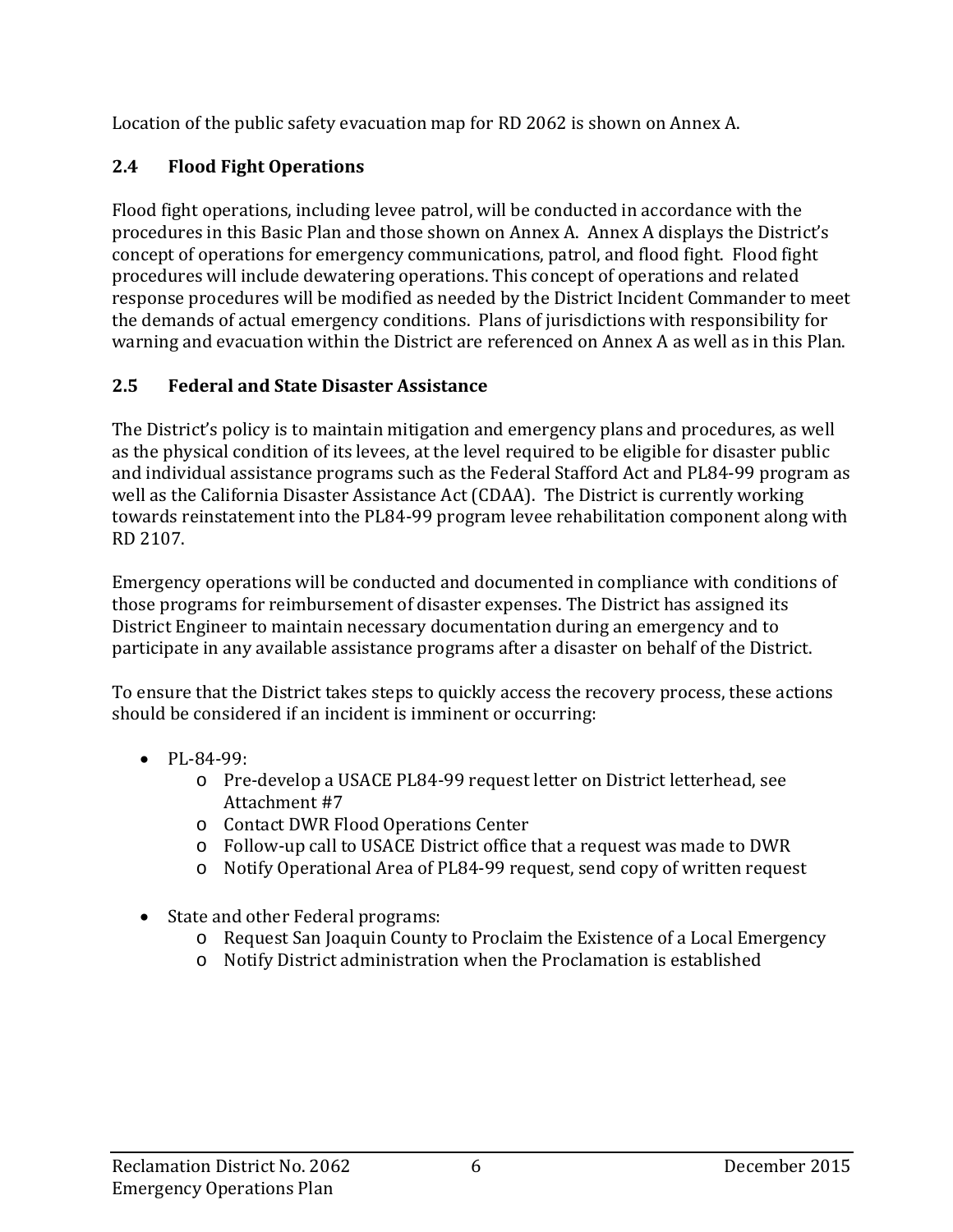Location of the public safety evacuation map for RD 2062 is shown on Annex A.

## 2.4 Flood Fight Operations

Flood fight operations, including levee patrol, will be conducted in accordance with the procedures in this Basic Plan and those shown on Annex A. Annex A displays the District's concept of operations for emergency communications, patrol, and flood fight. Flood fight procedures will include dewatering operations. This concept of operations and related response procedures will be modified as needed by the District Incident Commander to meet the demands of actual emergency conditions. Plans of jurisdictions with responsibility for warning and evacuation within the District are referenced on Annex A as well as in this Plan.

## 2.5 Federal and State Disaster Assistance

The District's policy is to maintain mitigation and emergency plans and procedures, as well as the physical condition of its levees, at the level required to be eligible for disaster public and individual assistance programs such as the Federal Stafford Act and PL84-99 program as well as the California Disaster Assistance Act (CDAA). The District is currently working towards reinstatement into the PL84-99 program levee rehabilitation component along with RD 2107.

Emergency operations will be conducted and documented in compliance with conditions of those programs for reimbursement of disaster expenses. The District has assigned its District Engineer to maintain necessary documentation during an emergency and to participate in any available assistance programs after a disaster on behalf of the District.

To ensure that the District takes steps to quickly access the recovery process, these actions should be considered if an incident is imminent or occurring:

- PL-84-99:
  - Pre-develop a USACE PL84-99 request letter on District letterhead, see Attachment #7
  - Contact DWR Flood Operations Center
  - Follow-up call to USACE District office that a request was made to DWR
  - Notify Operational Area of PL84-99 request, send copy of written request

- State and other Federal programs:
  - Request San Joaquin County to Proclaim the Existence of a Local Emergency
  - Notify District administration when the Proclamation is established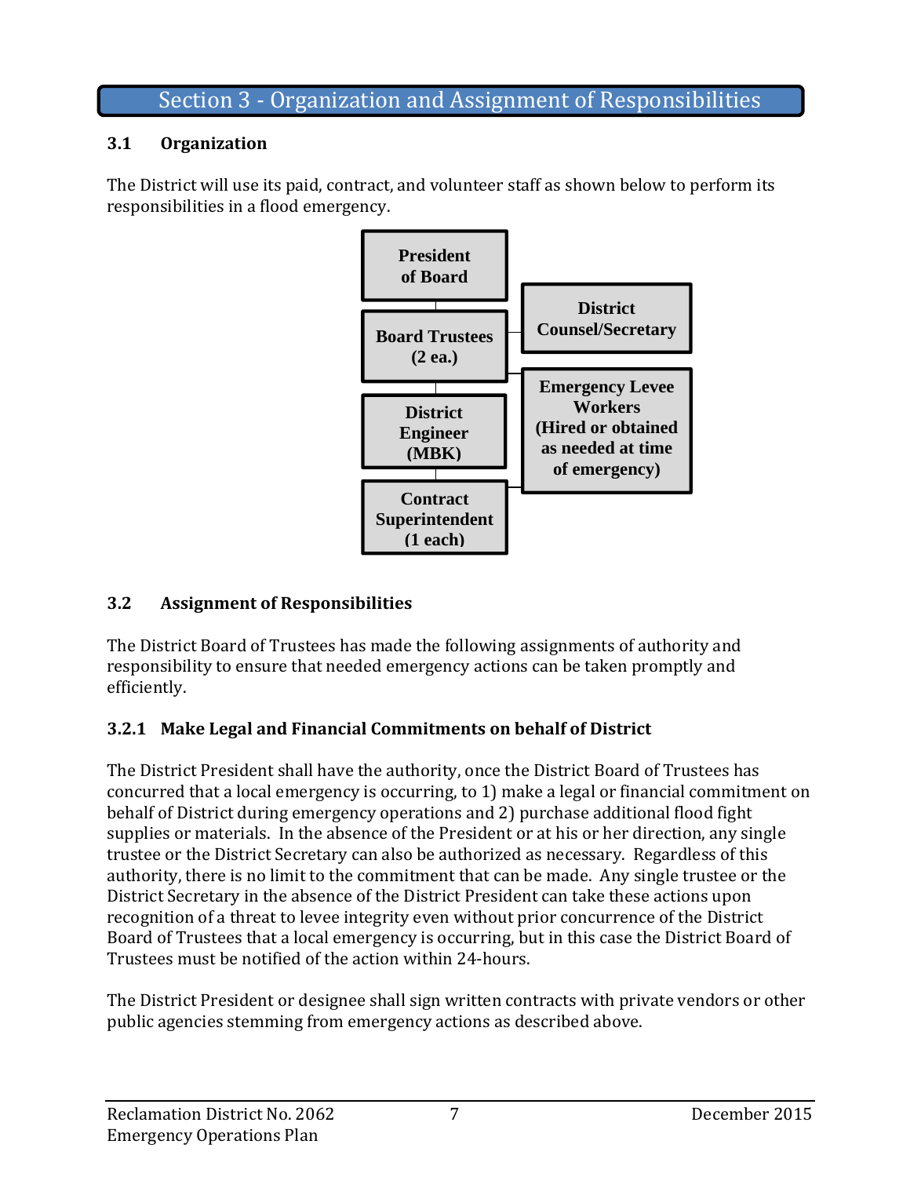# Section 3 - Organization and Assignment of Responsibilities

## 3.1 Organization

The District will use its paid, contract, and volunteer staff as shown below to perform its responsibilities in a flood emergency.

**President of Board**

**Board Trustees (2 ea.)**

**District Counsel/Secretary**

**District Engineer (MBK)**

**Emergency Levee Workers (Hired or obtained as needed at time of emergency)**

**Contract Superintendent (1 each)**

## 3.2 Assignment of Responsibilities

The District Board of Trustees has made the following assignments of authority and responsibility to ensure that needed emergency actions can be taken promptly and efficiently.

### 3.2.1 Make Legal and Financial Commitments on behalf of District

The District President shall have the authority, once the District Board of Trustees has concurred that a local emergency is occurring, to 1) make a legal or financial commitment on behalf of District during emergency operations and 2) purchase additional flood fight supplies or materials. In the absence of the President or at his or her direction, any single trustee or the District Secretary can also be authorized as necessary. Regardless of this authority, there is no limit to the commitment that can be made. Any single trustee or the District Secretary in the absence of the District President can take these actions upon recognition of a threat to levee integrity even without prior concurrence of the District Board of Trustees that a local emergency is occurring, but in this case the District Board of Trustees must be notified of the action within 24-hours.

The District President or designee shall sign written contracts with private vendors or other public agencies stemming from emergency actions as described above.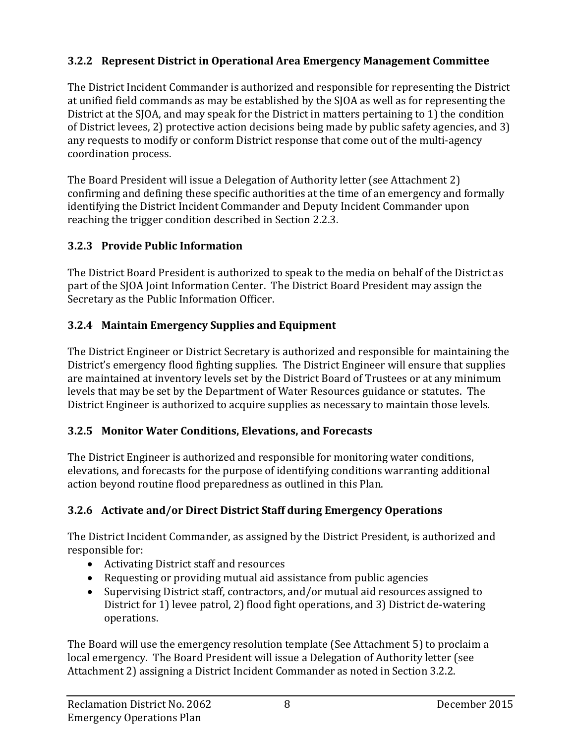### 3.2.2 Represent District in Operational Area Emergency Management Committee

The District Incident Commander is authorized and responsible for representing the District at unified field commands as may be established by the SJOA as well as for representing the District at the SJOA, and may speak for the District in matters pertaining to 1) the condition of District levees, 2) protective action decisions being made by public safety agencies, and 3) any requests to modify or conform District response that come out of the multi-agency coordination process.

The Board President will issue a Delegation of Authority letter (see Attachment 2) confirming and defining these specific authorities at the time of an emergency and formally identifying the District Incident Commander and Deputy Incident Commander upon reaching the trigger condition described in Section 2.2.3.

### 3.2.3 Provide Public Information

The District Board President is authorized to speak to the media on behalf of the District as part of the SJOA Joint Information Center. The District Board President may assign the Secretary as the Public Information Officer.

### 3.2.4 Maintain Emergency Supplies and Equipment

The District Engineer or District Secretary is authorized and responsible for maintaining the District's emergency flood fighting supplies. The District Engineer will ensure that supplies are maintained at inventory levels set by the District Board of Trustees or at any minimum levels that may be set by the Department of Water Resources guidance or statutes. The District Engineer is authorized to acquire supplies as necessary to maintain those levels.

### 3.2.5 Monitor Water Conditions, Elevations, and Forecasts

The District Engineer is authorized and responsible for monitoring water conditions, elevations, and forecasts for the purpose of identifying conditions warranting additional action beyond routine flood preparedness as outlined in this Plan.

### 3.2.6 Activate and/or Direct District Staff during Emergency Operations

The District Incident Commander, as assigned by the District President, is authorized and responsible for:

- Activating District staff and resources
- Requesting or providing mutual aid assistance from public agencies
- Supervising District staff, contractors, and/or mutual aid resources assigned to District for 1) levee patrol, 2) flood fight operations, and 3) District de-watering operations.

The Board will use the emergency resolution template (See Attachment 5) to proclaim a local emergency. The Board President will issue a Delegation of Authority letter (see Attachment 2) assigning a District Incident Commander as noted in Section 3.2.2.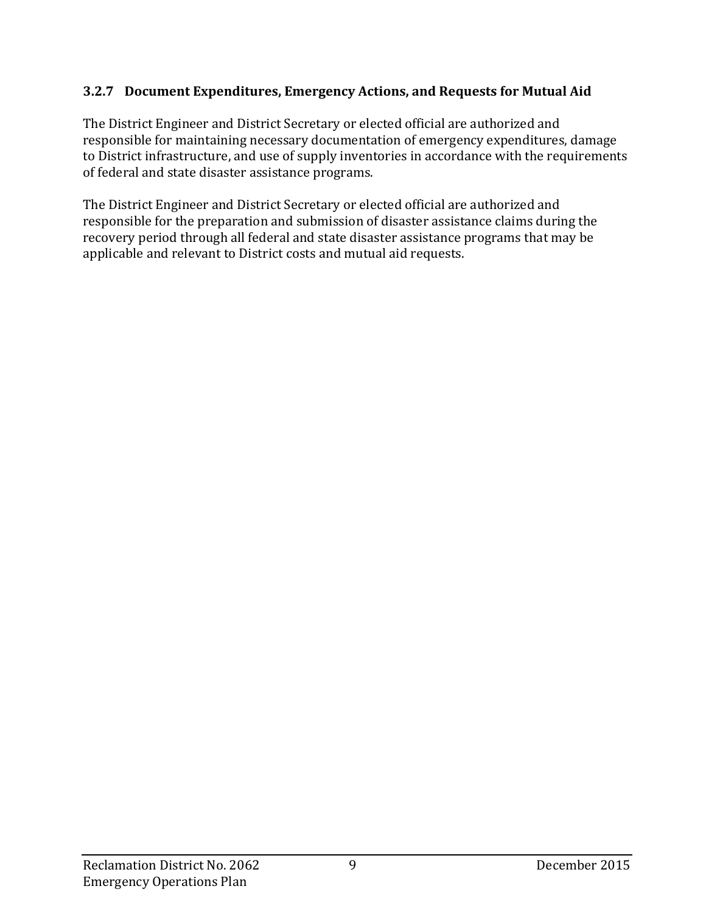### 3.2.7 Document Expenditures, Emergency Actions, and Requests for Mutual Aid

The District Engineer and District Secretary or elected official are authorized and responsible for maintaining necessary documentation of emergency expenditures, damage to District infrastructure, and use of supply inventories in accordance with the requirements of federal and state disaster assistance programs.

The District Engineer and District Secretary or elected official are authorized and responsible for the preparation and submission of disaster assistance claims during the recovery period through all federal and state disaster assistance programs that may be applicable and relevant to District costs and mutual aid requests.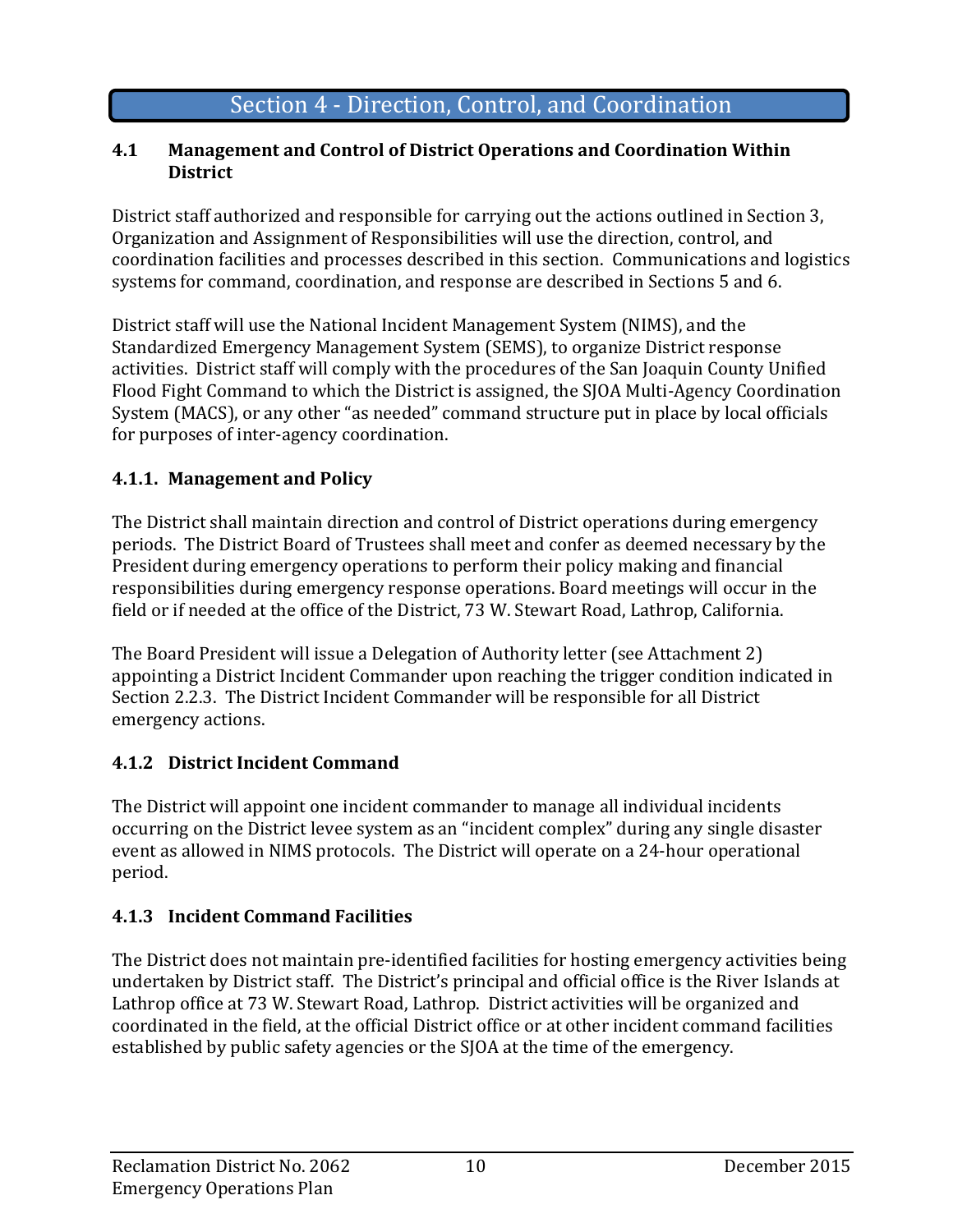# Section 4 - Direction, Control, and Coordination

## 4.1 Management and Control of District Operations and Coordination Within District

District staff authorized and responsible for carrying out the actions outlined in Section 3, Organization and Assignment of Responsibilities will use the direction, control, and coordination facilities and processes described in this section. Communications and logistics systems for command, coordination, and response are described in Sections 5 and 6.

District staff will use the National Incident Management System (NIMS), and the Standardized Emergency Management System (SEMS), to organize District response activities. District staff will comply with the procedures of the San Joaquin County Unified Flood Fight Command to which the District is assigned, the SJOA Multi-Agency Coordination System (MACS), or any other "as needed" command structure put in place by local officials for purposes of inter-agency coordination.

### 4.1.1. Management and Policy

The District shall maintain direction and control of District operations during emergency periods. The District Board of Trustees shall meet and confer as deemed necessary by the President during emergency operations to perform their policy making and financial responsibilities during emergency response operations. Board meetings will occur in the field or if needed at the office of the District, 73 W. Stewart Road, Lathrop, California.

The Board President will issue a Delegation of Authority letter (see Attachment 2) appointing a District Incident Commander upon reaching the trigger condition indicated in Section 2.2.3. The District Incident Commander will be responsible for all District emergency actions.

### 4.1.2 District Incident Command

The District will appoint one incident commander to manage all individual incidents occurring on the District levee system as an "incident complex" during any single disaster event as allowed in NIMS protocols. The District will operate on a 24-hour operational period.

### 4.1.3 Incident Command Facilities

The District does not maintain pre-identified facilities for hosting emergency activities being undertaken by District staff. The District's principal and official office is the River Islands at Lathrop office at 73 W. Stewart Road, Lathrop. District activities will be organized and coordinated in the field, at the official District office or at other incident command facilities established by public safety agencies or the SJOA at the time of the emergency.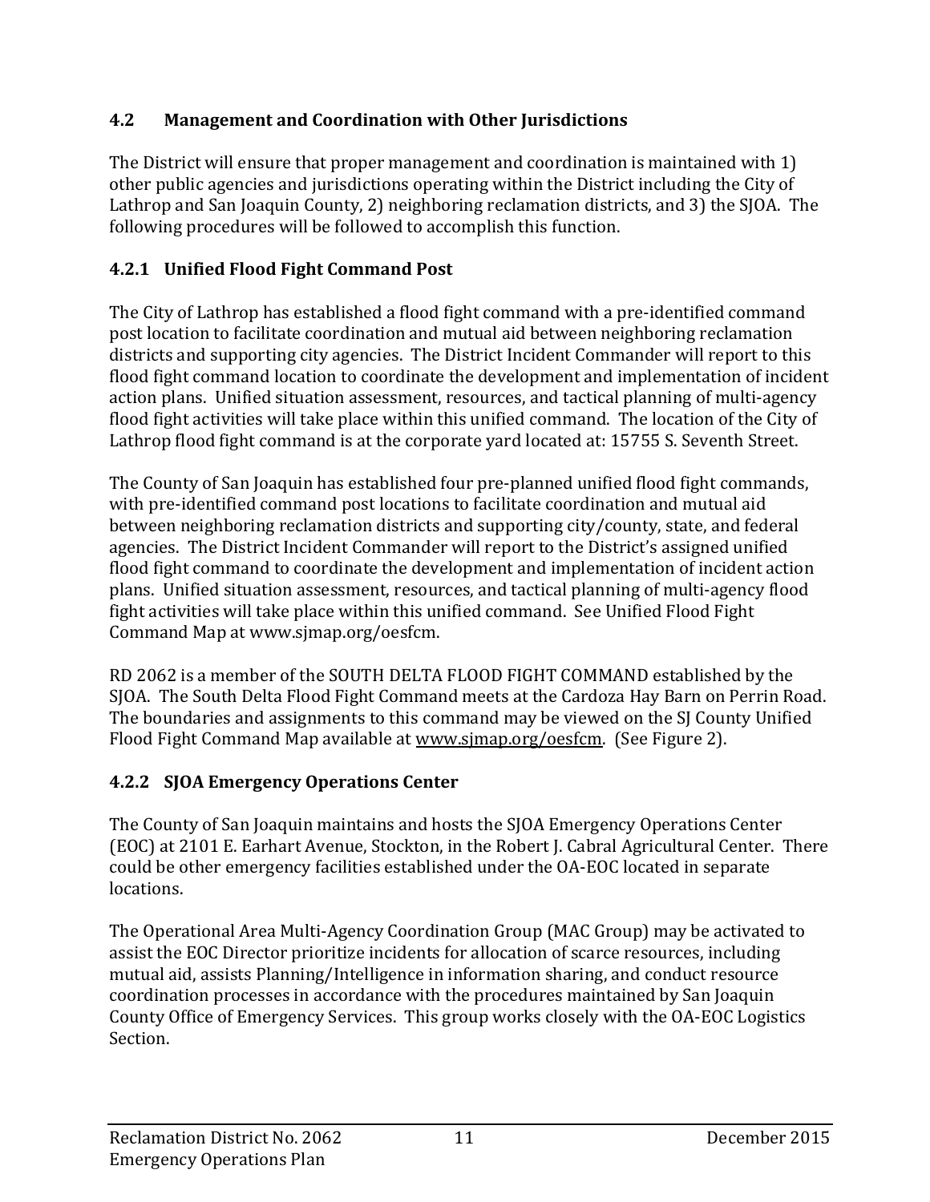## 4.2 Management and Coordination with Other Jurisdictions

The District will ensure that proper management and coordination is maintained with 1) other public agencies and jurisdictions operating within the District including the City of Lathrop and San Joaquin County, 2) neighboring reclamation districts, and 3) the SJOA. The following procedures will be followed to accomplish this function.

### 4.2.1 Unified Flood Fight Command Post

The City of Lathrop has established a flood fight command with a pre-identified command post location to facilitate coordination and mutual aid between neighboring reclamation districts and supporting city agencies. The District Incident Commander will report to this flood fight command location to coordinate the development and implementation of incident action plans. Unified situation assessment, resources, and tactical planning of multi-agency flood fight activities will take place within this unified command. The location of the City of Lathrop flood fight command is at the corporate yard located at: 15755 S. Seventh Street.

The County of San Joaquin has established four pre-planned unified flood fight commands, with pre-identified command post locations to facilitate coordination and mutual aid between neighboring reclamation districts and supporting city/county, state, and federal agencies. The District Incident Commander will report to the District's assigned unified flood fight command to coordinate the development and implementation of incident action plans. Unified situation assessment, resources, and tactical planning of multi-agency flood fight activities will take place within this unified command. See Unified Flood Fight Command Map at www.sjmap.org/oesfcm.

RD 2062 is a member of the SOUTH DELTA FLOOD FIGHT COMMAND established by the SJOA. The South Delta Flood Fight Command meets at the Cardoza Hay Barn on Perrin Road. The boundaries and assignments to this command may be viewed on the SJ County Unified Flood Fight Command Map available at www.sjmap.org/oesfcm. (See Figure 2).

### 4.2.2 SJOA Emergency Operations Center

The County of San Joaquin maintains and hosts the SJOA Emergency Operations Center (EOC) at 2101 E. Earhart Avenue, Stockton, in the Robert J. Cabral Agricultural Center. There could be other emergency facilities established under the OA-EOC located in separate locations.

The Operational Area Multi-Agency Coordination Group (MAC Group) may be activated to assist the EOC Director prioritize incidents for allocation of scarce resources, including mutual aid, assists Planning/Intelligence in information sharing, and conduct resource coordination processes in accordance with the procedures maintained by San Joaquin County Office of Emergency Services. This group works closely with the OA-EOC Logistics Section.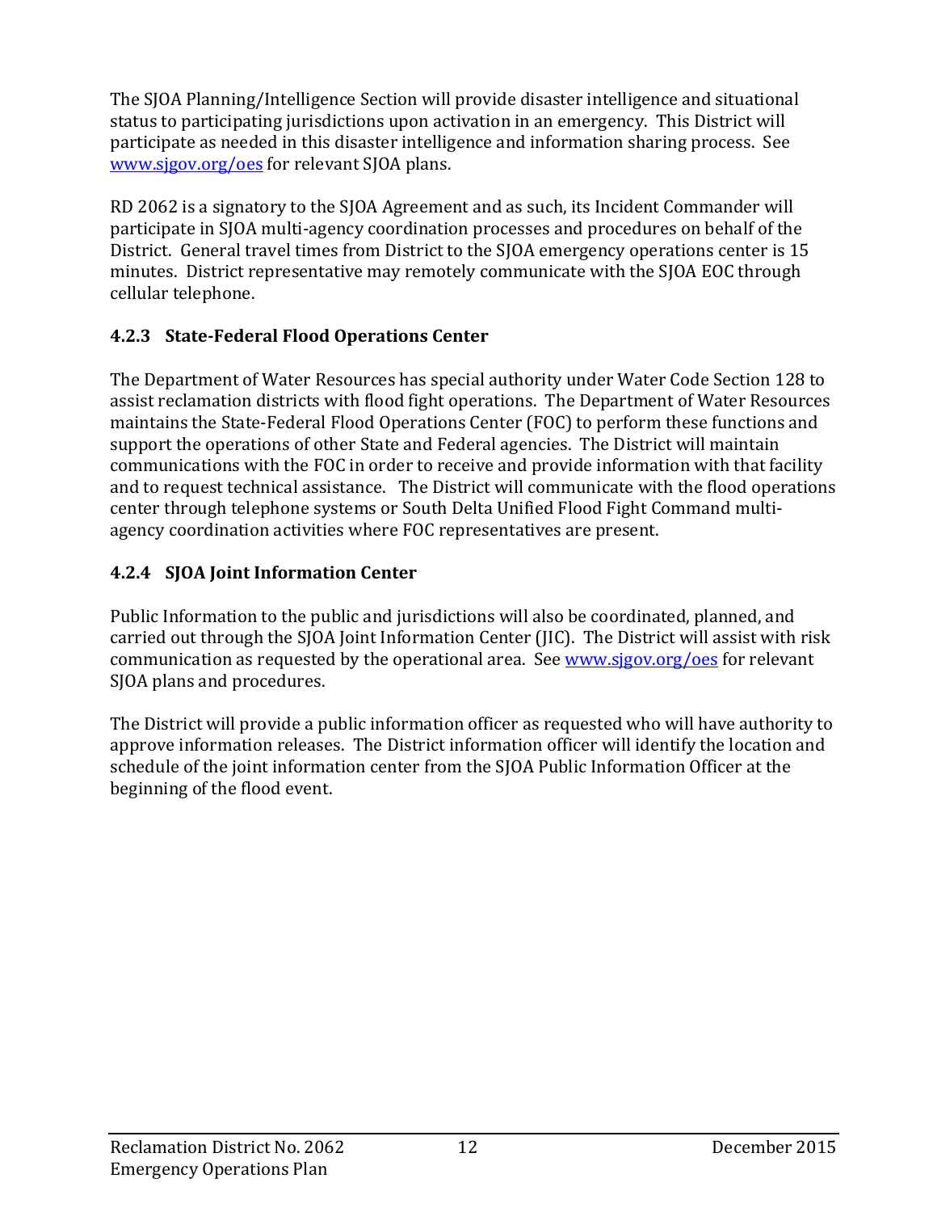The SJOA Planning/Intelligence Section will provide disaster intelligence and situational status to participating jurisdictions upon activation in an emergency. This District will participate as needed in this disaster intelligence and information sharing process. See [www.sjgov.org/oes](http://www.sjgov.org/oes) for relevant SJOA plans.

RD 2062 is a signatory to the SJOA Agreement and as such, its Incident Commander will participate in SJOA multi-agency coordination processes and procedures on behalf of the District. General travel times from District to the SJOA emergency operations center is 15 minutes. District representative may remotely communicate with the SJOA EOC through cellular telephone.

### 4.2.3 State-Federal Flood Operations Center

The Department of Water Resources has special authority under Water Code Section 128 to assist reclamation districts with flood fight operations. The Department of Water Resources maintains the State-Federal Flood Operations Center (FOC) to perform these functions and support the operations of other State and Federal agencies. The District will maintain communications with the FOC in order to receive and provide information with that facility and to request technical assistance. The District will communicate with the flood operations center through telephone systems or South Delta Unified Flood Fight Command multi-agency coordination activities where FOC representatives are present.

### 4.2.4 SJOA Joint Information Center

Public Information to the public and jurisdictions will also be coordinated, planned, and carried out through the SJOA Joint Information Center (JIC). The District will assist with risk communication as requested by the operational area. See [www.sjgov.org/oes](http://www.sjgov.org/oes) for relevant SJOA plans and procedures.

The District will provide a public information officer as requested who will have authority to approve information releases. The District information officer will identify the location and schedule of the joint information center from the SJOA Public Information Officer at the beginning of the flood event.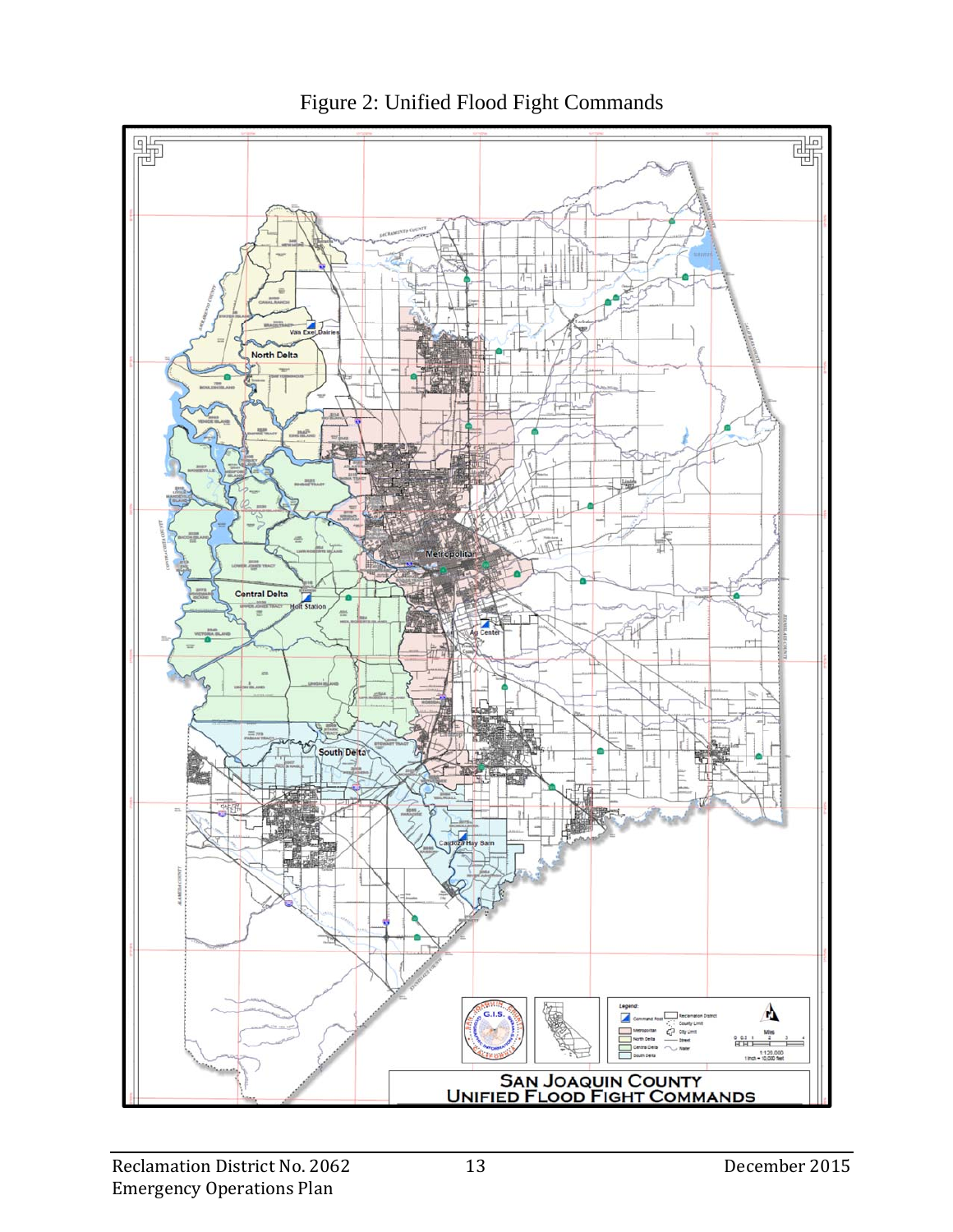Figure 2: Unified Flood Fight Commands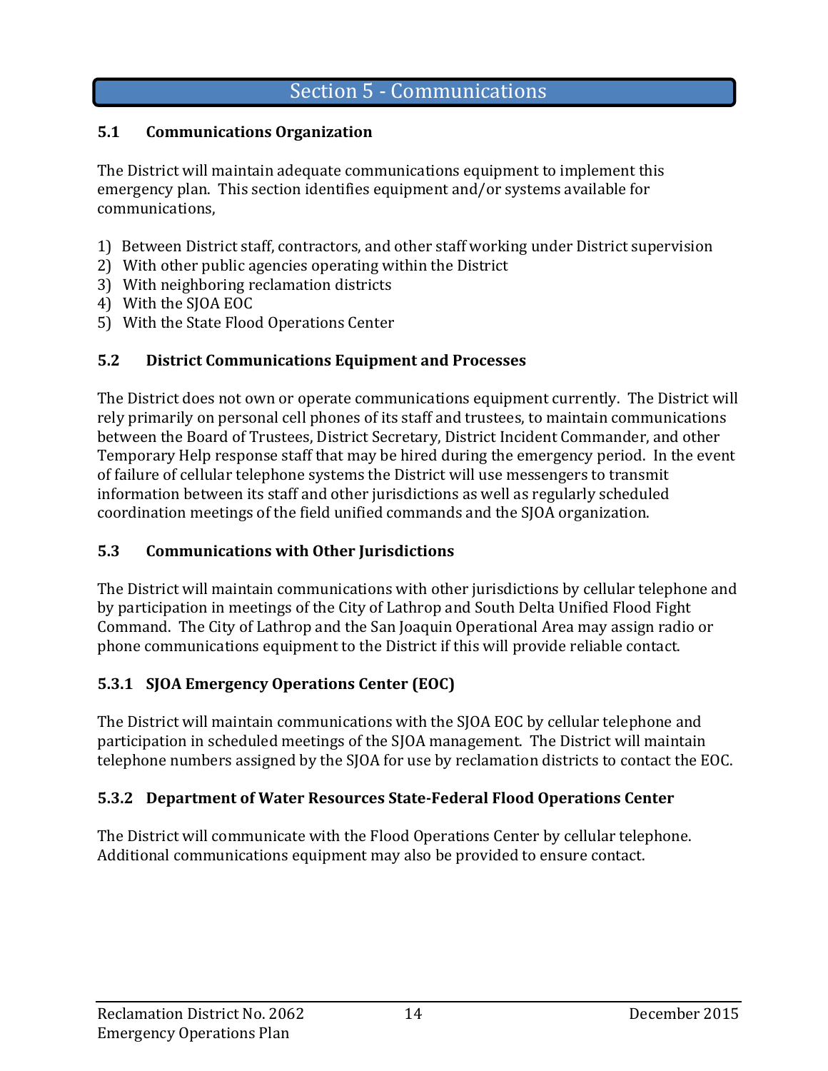# Section 5 - Communications

## 5.1 Communications Organization

The District will maintain adequate communications equipment to implement this emergency plan. This section identifies equipment and/or systems available for communications,

1) Between District staff, contractors, and other staff working under District supervision
2) With other public agencies operating within the District
3) With neighboring reclamation districts
4) With the SJOA EOC
5) With the State Flood Operations Center

## 5.2 District Communications Equipment and Processes

The District does not own or operate communications equipment currently. The District will rely primarily on personal cell phones of its staff and trustees, to maintain communications between the Board of Trustees, District Secretary, District Incident Commander, and other Temporary Help response staff that may be hired during the emergency period. In the event of failure of cellular telephone systems the District will use messengers to transmit information between its staff and other jurisdictions as well as regularly scheduled coordination meetings of the field unified commands and the SJOA organization.

## 5.3 Communications with Other Jurisdictions

The District will maintain communications with other jurisdictions by cellular telephone and by participation in meetings of the City of Lathrop and South Delta Unified Flood Fight Command. The City of Lathrop and the San Joaquin Operational Area may assign radio or phone communications equipment to the District if this will provide reliable contact.

### 5.3.1 SJOA Emergency Operations Center (EOC)

The District will maintain communications with the SJOA EOC by cellular telephone and participation in scheduled meetings of the SJOA management. The District will maintain telephone numbers assigned by the SJOA for use by reclamation districts to contact the EOC.

### 5.3.2 Department of Water Resources State-Federal Flood Operations Center

The District will communicate with the Flood Operations Center by cellular telephone. Additional communications equipment may also be provided to ensure contact.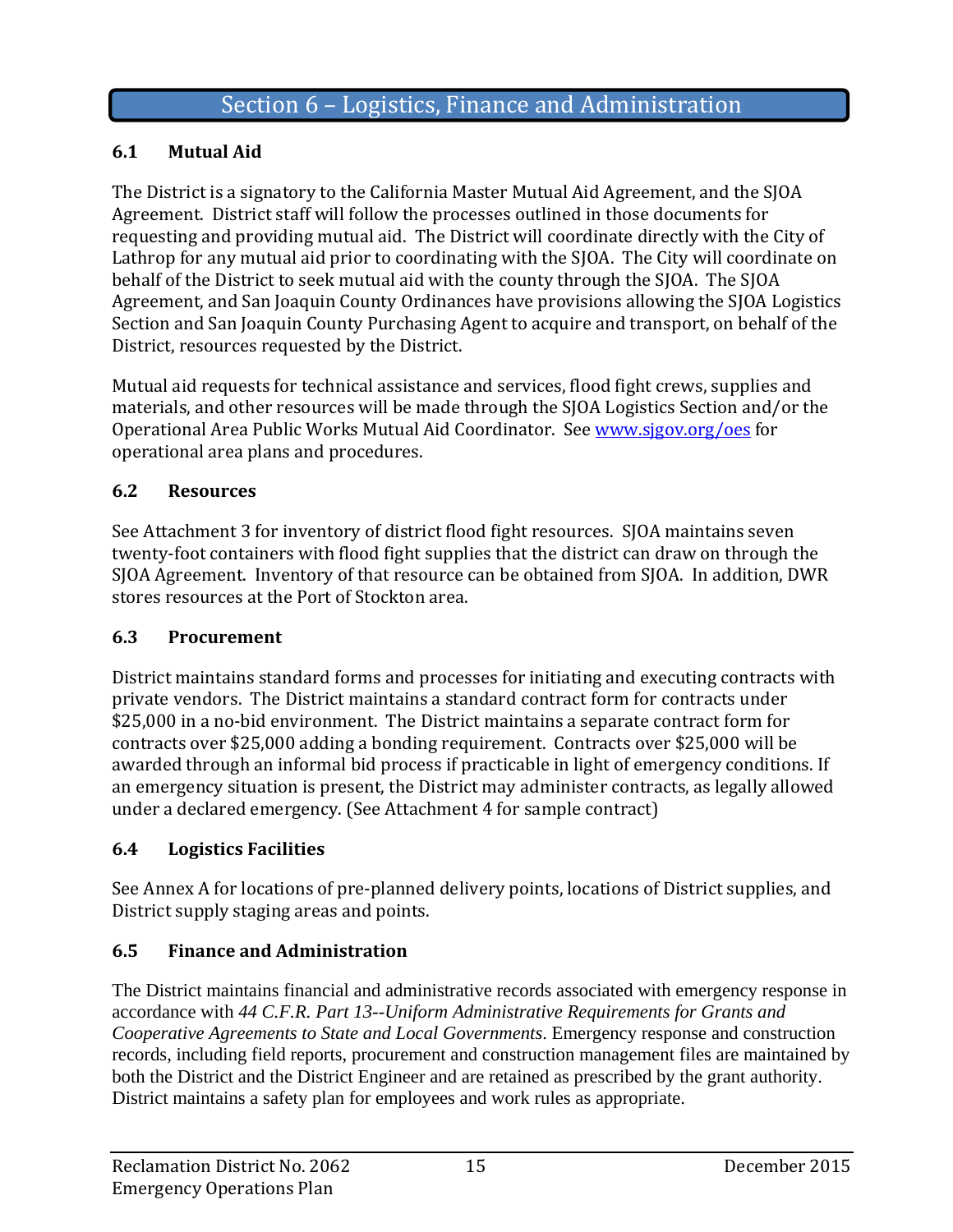# Section 6 – Logistics, Finance and Administration

## 6.1 Mutual Aid

The District is a signatory to the California Master Mutual Aid Agreement, and the SJOA Agreement. District staff will follow the processes outlined in those documents for requesting and providing mutual aid. The District will coordinate directly with the City of Lathrop for any mutual aid prior to coordinating with the SJOA. The City will coordinate on behalf of the District to seek mutual aid with the county through the SJOA. The SJOA Agreement, and San Joaquin County Ordinances have provisions allowing the SJOA Logistics Section and San Joaquin County Purchasing Agent to acquire and transport, on behalf of the District, resources requested by the District.

Mutual aid requests for technical assistance and services, flood fight crews, supplies and materials, and other resources will be made through the SJOA Logistics Section and/or the Operational Area Public Works Mutual Aid Coordinator. See [www.sjgov.org/oes](http://www.sjgov.org/oes) for operational area plans and procedures.

## 6.2 Resources

See Attachment 3 for inventory of district flood fight resources. SJOA maintains seven twenty-foot containers with flood fight supplies that the district can draw on through the SJOA Agreement. Inventory of that resource can be obtained from SJOA. In addition, DWR stores resources at the Port of Stockton area.

## 6.3 Procurement

District maintains standard forms and processes for initiating and executing contracts with private vendors. The District maintains a standard contract form for contracts under $25,000 in a no-bid environment. The District maintains a separate contract form for contracts over $25,000 adding a bonding requirement. Contracts over $25,000 will be awarded through an informal bid process if practicable in light of emergency conditions. If an emergency situation is present, the District may administer contracts, as legally allowed under a declared emergency. (See Attachment 4 for sample contract)

## 6.4 Logistics Facilities

See Annex A for locations of pre-planned delivery points, locations of District supplies, and District supply staging areas and points.

## 6.5 Finance and Administration

The District maintains financial and administrative records associated with emergency response in accordance with *44 C.F.R. Part 13--Uniform Administrative Requirements for Grants and Cooperative Agreements to State and Local Governments*. Emergency response and construction records, including field reports, procurement and construction management files are maintained by both the District and the District Engineer and are retained as prescribed by the grant authority. District maintains a safety plan for employees and work rules as appropriate.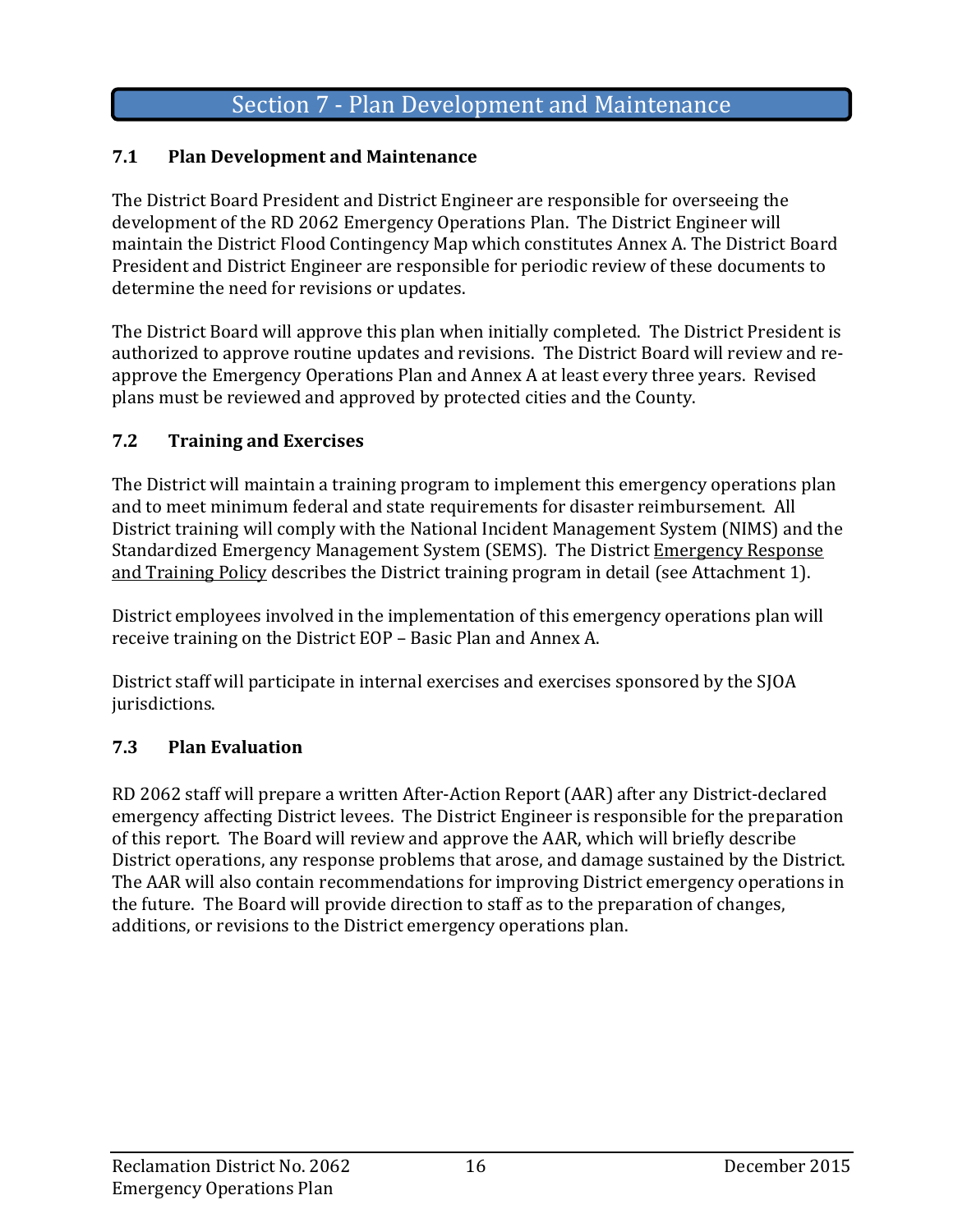# Section 7 - Plan Development and Maintenance

## 7.1 Plan Development and Maintenance

The District Board President and District Engineer are responsible for overseeing the development of the RD 2062 Emergency Operations Plan. The District Engineer will maintain the District Flood Contingency Map which constitutes Annex A. The District Board President and District Engineer are responsible for periodic review of these documents to determine the need for revisions or updates.

The District Board will approve this plan when initially completed. The District President is authorized to approve routine updates and revisions. The District Board will review and re-approve the Emergency Operations Plan and Annex A at least every three years. Revised plans must be reviewed and approved by protected cities and the County.

## 7.2 Training and Exercises

The District will maintain a training program to implement this emergency operations plan and to meet minimum federal and state requirements for disaster reimbursement. All District training will comply with the National Incident Management System (NIMS) and the Standardized Emergency Management System (SEMS). The District Emergency Response and Training Policy describes the District training program in detail (see Attachment 1).

District employees involved in the implementation of this emergency operations plan will receive training on the District EOP – Basic Plan and Annex A.

District staff will participate in internal exercises and exercises sponsored by the SJOA jurisdictions.

## 7.3 Plan Evaluation

RD 2062 staff will prepare a written After-Action Report (AAR) after any District-declared emergency affecting District levees. The District Engineer is responsible for the preparation of this report. The Board will review and approve the AAR, which will briefly describe District operations, any response problems that arose, and damage sustained by the District. The AAR will also contain recommendations for improving District emergency operations in the future. The Board will provide direction to staff as to the preparation of changes, additions, or revisions to the District emergency operations plan.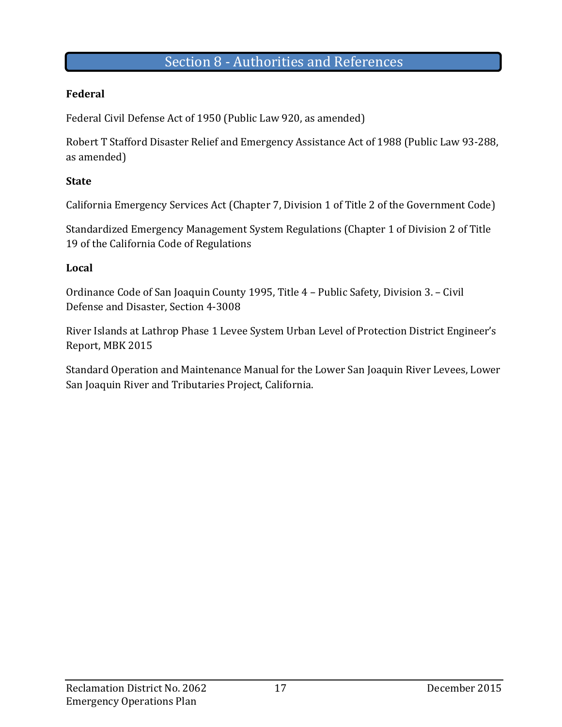# Section 8 - Authorities and References

**Federal**

Federal Civil Defense Act of 1950 (Public Law 920, as amended)

Robert T Stafford Disaster Relief and Emergency Assistance Act of 1988 (Public Law 93-288, as amended)

**State**

California Emergency Services Act (Chapter 7, Division 1 of Title 2 of the Government Code)

Standardized Emergency Management System Regulations (Chapter 1 of Division 2 of Title 19 of the California Code of Regulations

**Local**

Ordinance Code of San Joaquin County 1995, Title 4 – Public Safety, Division 3. – Civil Defense and Disaster, Section 4-3008

River Islands at Lathrop Phase 1 Levee System Urban Level of Protection District Engineer's Report, MBK 2015

Standard Operation and Maintenance Manual for the Lower San Joaquin River Levees, Lower San Joaquin River and Tributaries Project, California.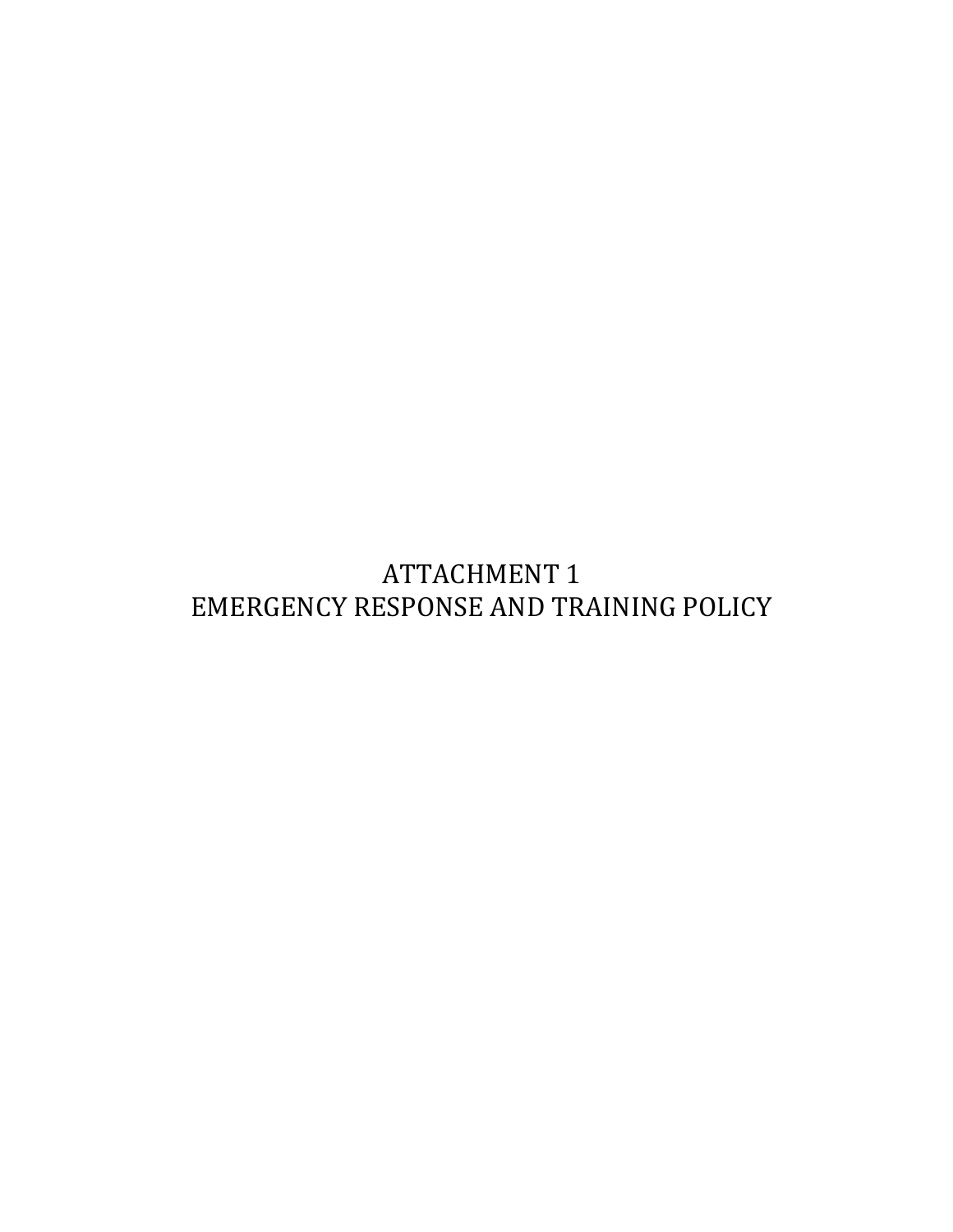# ATTACHMENT 1
# EMERGENCY RESPONSE AND TRAINING POLICY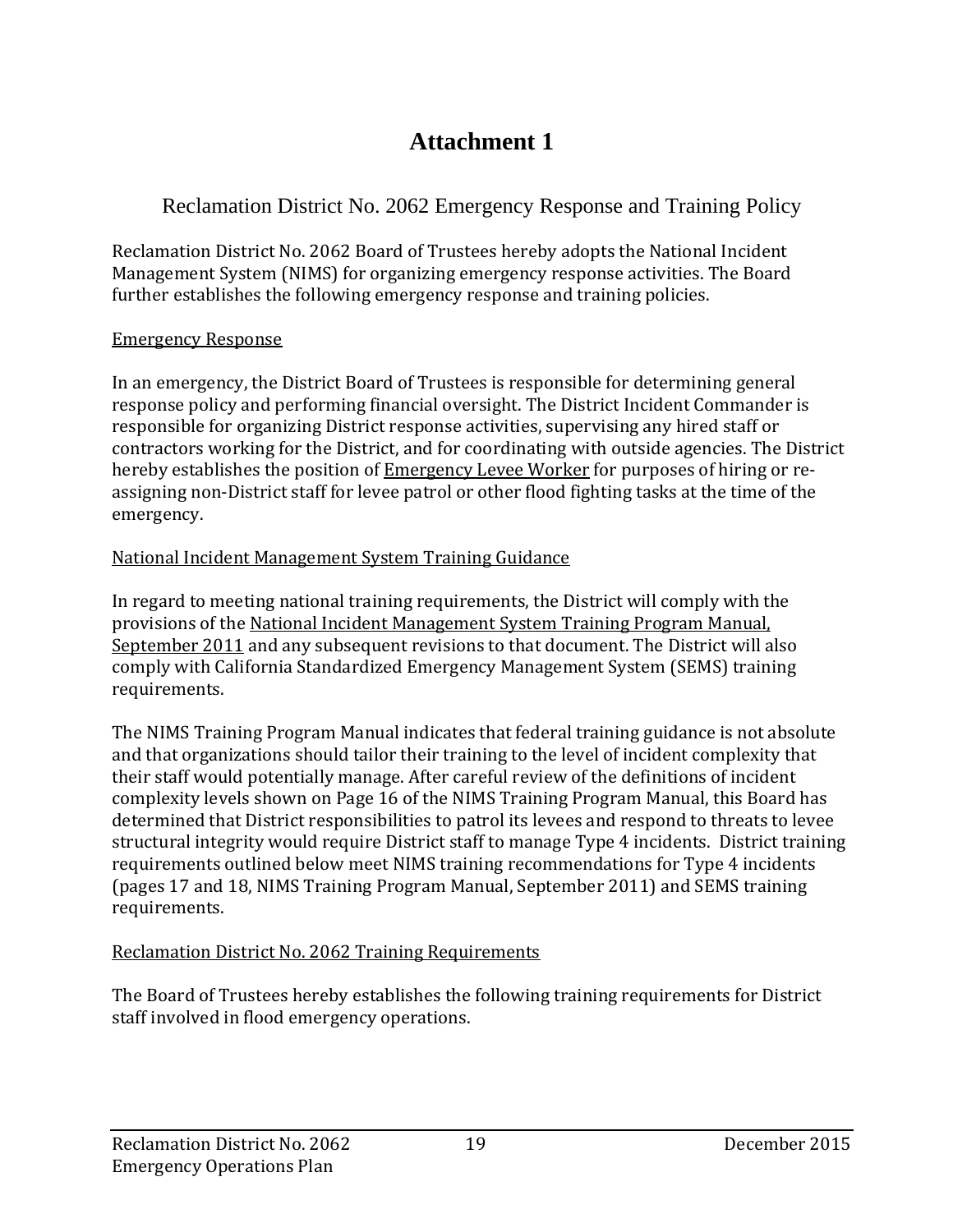# Attachment 1

## Reclamation District No. 2062 Emergency Response and Training Policy

Reclamation District No. 2062 Board of Trustees hereby adopts the National Incident Management System (NIMS) for organizing emergency response activities. The Board further establishes the following emergency response and training policies.

### Emergency Response

In an emergency, the District Board of Trustees is responsible for determining general response policy and performing financial oversight. The District Incident Commander is responsible for organizing District response activities, supervising any hired staff or contractors working for the District, and for coordinating with outside agencies. The District hereby establishes the position of Emergency Levee Worker for purposes of hiring or re-assigning non-District staff for levee patrol or other flood fighting tasks at the time of the emergency.

### National Incident Management System Training Guidance

In regard to meeting national training requirements, the District will comply with the provisions of the National Incident Management System Training Program Manual, September 2011 and any subsequent revisions to that document. The District will also comply with California Standardized Emergency Management System (SEMS) training requirements.

The NIMS Training Program Manual indicates that federal training guidance is not absolute and that organizations should tailor their training to the level of incident complexity that their staff would potentially manage. After careful review of the definitions of incident complexity levels shown on Page 16 of the NIMS Training Program Manual, this Board has determined that District responsibilities to patrol its levees and respond to threats to levee structural integrity would require District staff to manage Type 4 incidents. District training requirements outlined below meet NIMS training recommendations for Type 4 incidents (pages 17 and 18, NIMS Training Program Manual, September 2011) and SEMS training requirements.

### Reclamation District No. 2062 Training Requirements

The Board of Trustees hereby establishes the following training requirements for District staff involved in flood emergency operations.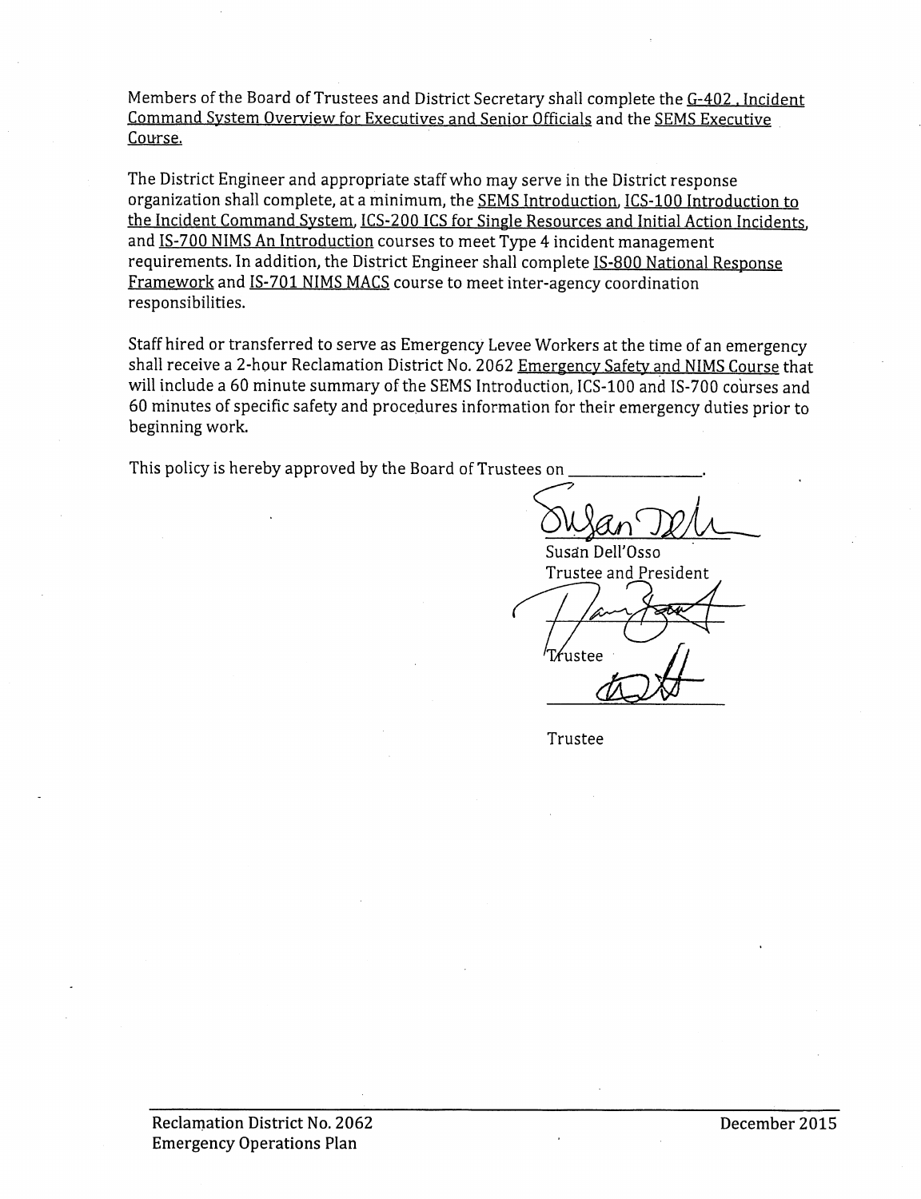Members of the Board of Trustees and District Secretary shall complete the G-402 , Incident Command System Overview for Executives and Senior Officials and the SEMS Executive Course.

The District Engineer and appropriate staff who may serve in the District response organization shall complete, at a minimum, the SEMS Introduction, ICS-100 Introduction to the Incident Command System, ICS-200 ICS for Single Resources and Initial Action Incidents, and IS-700 NIMS An Introduction courses to meet Type 4 incident management requirements. In addition, the District Engineer shall complete IS-800 National Response Framework and IS-701 NIMS MACS course to meet inter-agency coordination responsibilities.

Staff hired or transferred to serve as Emergency Levee Workers at the time of an emergency shall receive a 2-hour Reclamation District No. 2062 Emergency Safety and NIMS Course that will include a 60 minute summary of the SEMS Introduction, ICS-100 and IS-700 courses and 60 minutes of specific safety and procedures information for their emergency duties prior to beginning work.

This policy is hereby approved by the Board of Trustees on \_\_\_\_\_\_\_\_\_\_\_\_\_\_\_.

Susan Dell'Osso
Trustee and President

Trustee

Trustee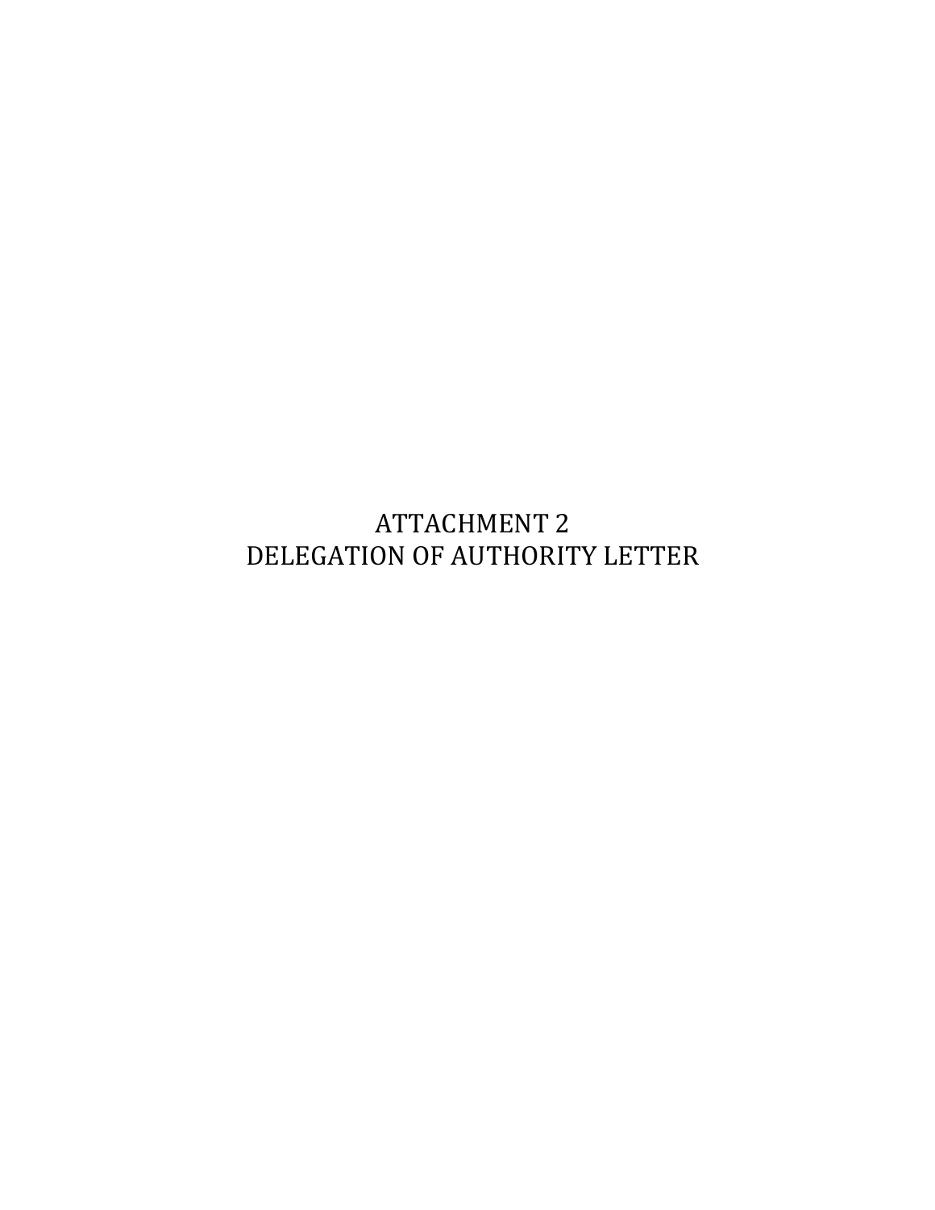# ATTACHMENT 2
# DELEGATION OF AUTHORITY LETTER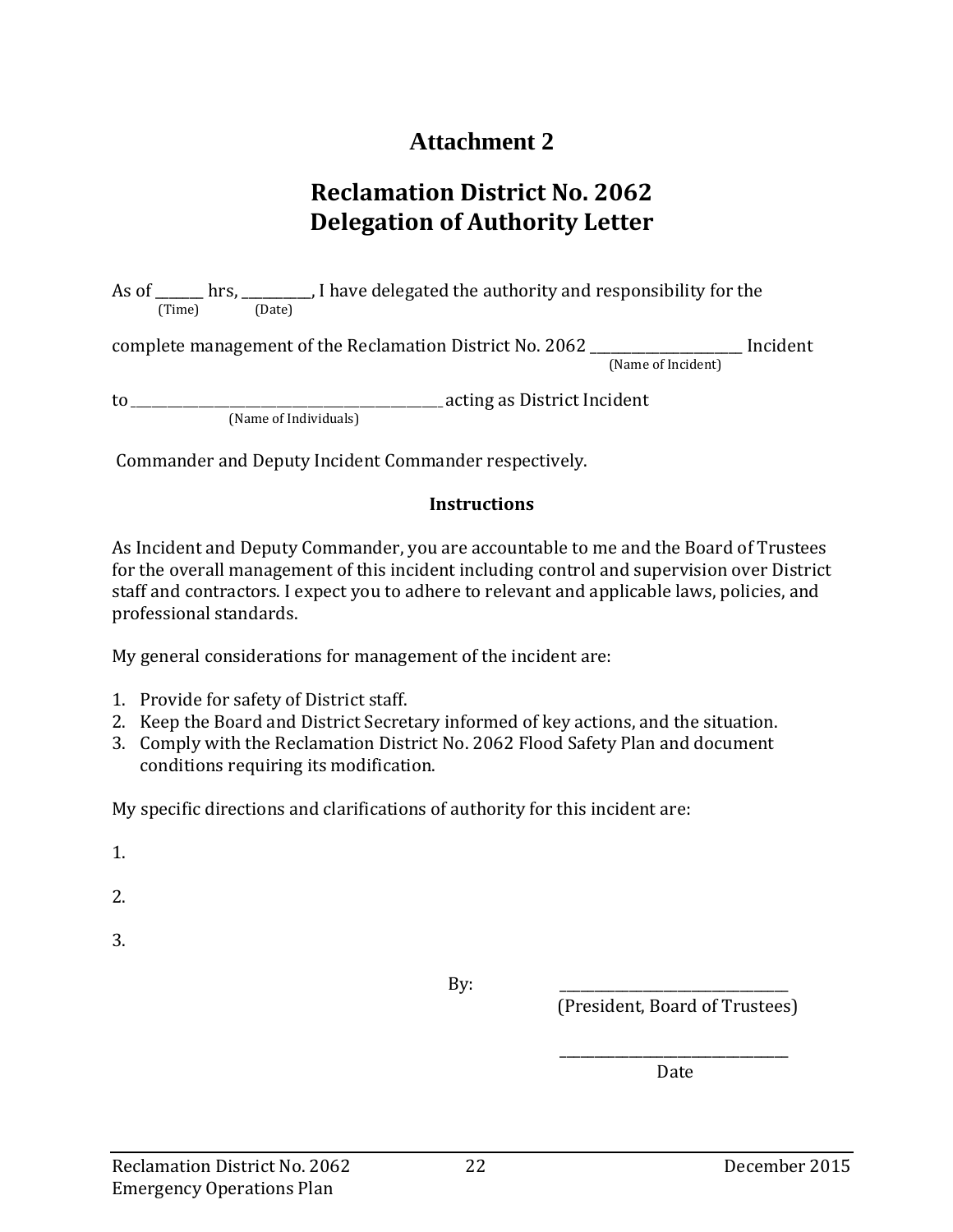# Attachment 2

## Reclamation District No. 2062
## Delegation of Authority Letter

As of ______ hrs, _________, I have delegated the authority and responsibility for the
(Time) (Date)

complete management of the Reclamation District No. 2062 ____________________ Incident
(Name of Incident)

to ____________________________________________ acting as District Incident
(Name of Individuals)

Commander and Deputy Incident Commander respectively.

**Instructions**

As Incident and Deputy Commander, you are accountable to me and the Board of Trustees for the overall management of this incident including control and supervision over District staff and contractors. I expect you to adhere to relevant and applicable laws, policies, and professional standards.

My general considerations for management of the incident are:

1. Provide for safety of District staff.
2. Keep the Board and District Secretary informed of key actions, and the situation.
3. Comply with the Reclamation District No. 2062 Flood Safety Plan and document conditions requiring its modification.

My specific directions and clarifications of authority for this incident are:

1.

2.

3.

By: ________________________________
(President, Board of Trustees)

________________________________
Date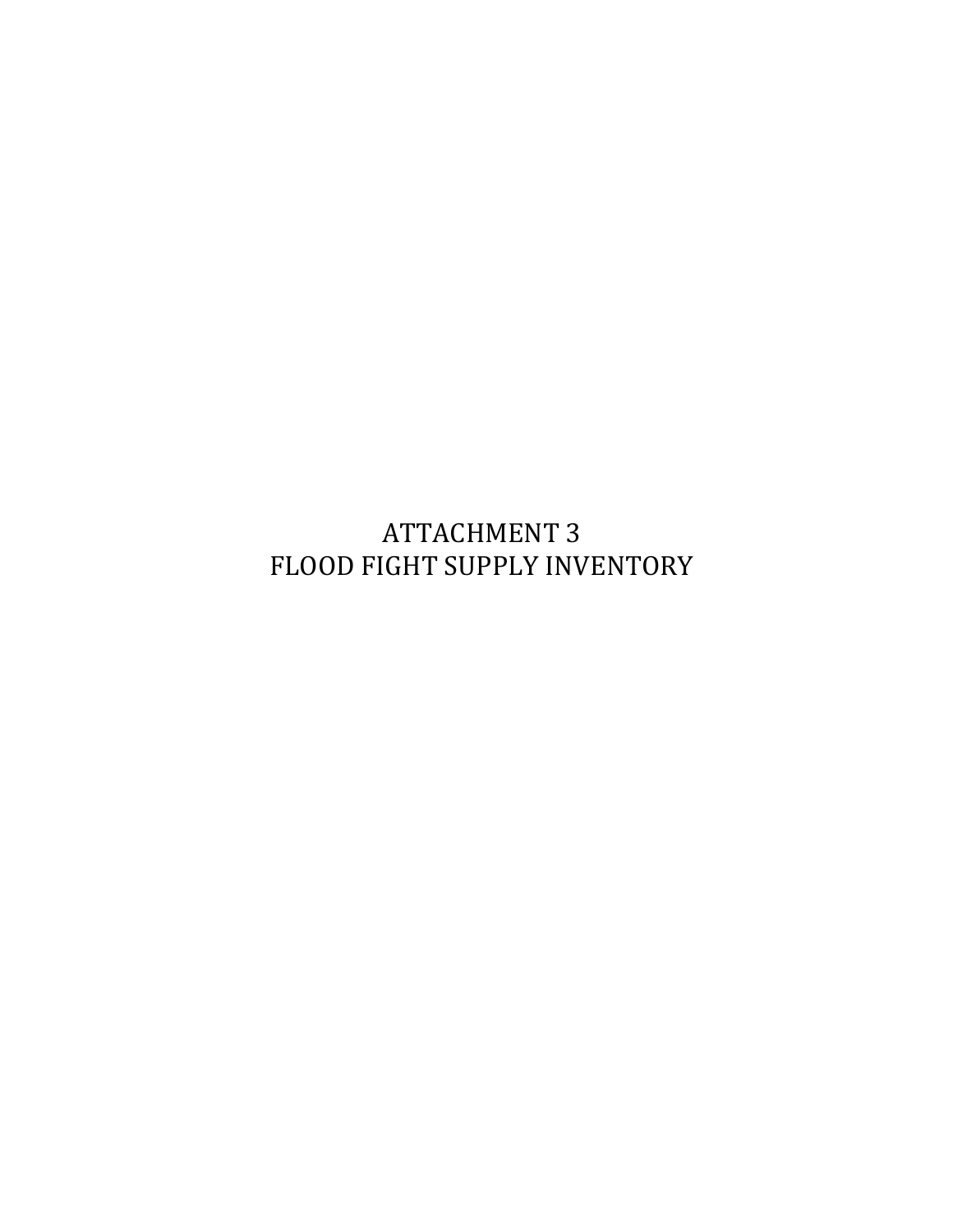# ATTACHMENT 3
# FLOOD FIGHT SUPPLY INVENTORY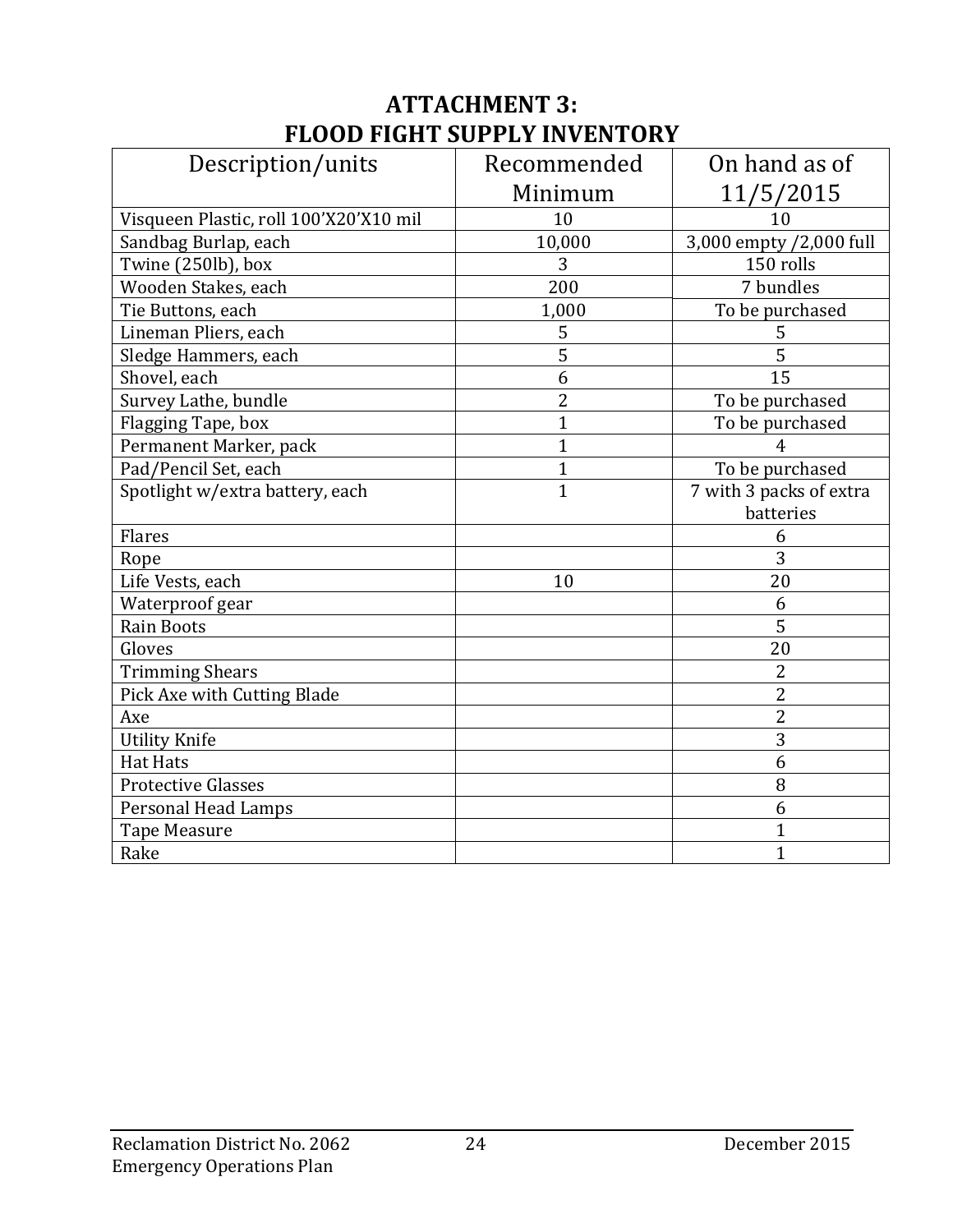# ATTACHMENT 3: FLOOD FIGHT SUPPLY INVENTORY

| Description/units | Recommended Minimum | On hand as of 11/5/2015 |
|---|---|---|
| Visqueen Plastic, roll 100'X20'X10 mil | 10 | 10 |
| Sandbag Burlap, each | 10,000 | 3,000 empty /2,000 full |
| Twine (250lb), box | 3 | 150 rolls |
| Wooden Stakes, each | 200 | 7 bundles |
| Tie Buttons, each | 1,000 | To be purchased |
| Lineman Pliers, each | 5 | 5 |
| Sledge Hammers, each | 5 | 5 |
| Shovel, each | 6 | 15 |
| Survey Lathe, bundle | 2 | To be purchased |
| Flagging Tape, box | 1 | To be purchased |
| Permanent Marker, pack | 1 | 4 |
| Pad/Pencil Set, each | 1 | To be purchased |
| Spotlight w/extra battery, each | 1 | 7 with 3 packs of extra batteries |
| Flares | | 6 |
| Rope | | 3 |
| Life Vests, each | 10 | 20 |
| Waterproof gear | | 6 |
| Rain Boots | | 5 |
| Gloves | | 20 |
| Trimming Shears | | 2 |
| Pick Axe with Cutting Blade | | 2 |
| Axe | | 2 |
| Utility Knife | | 3 |
| Hat Hats | | 6 |
| Protective Glasses | | 8 |
| Personal Head Lamps | | 6 |
| Tape Measure | | 1 |
| Rake | | 1 |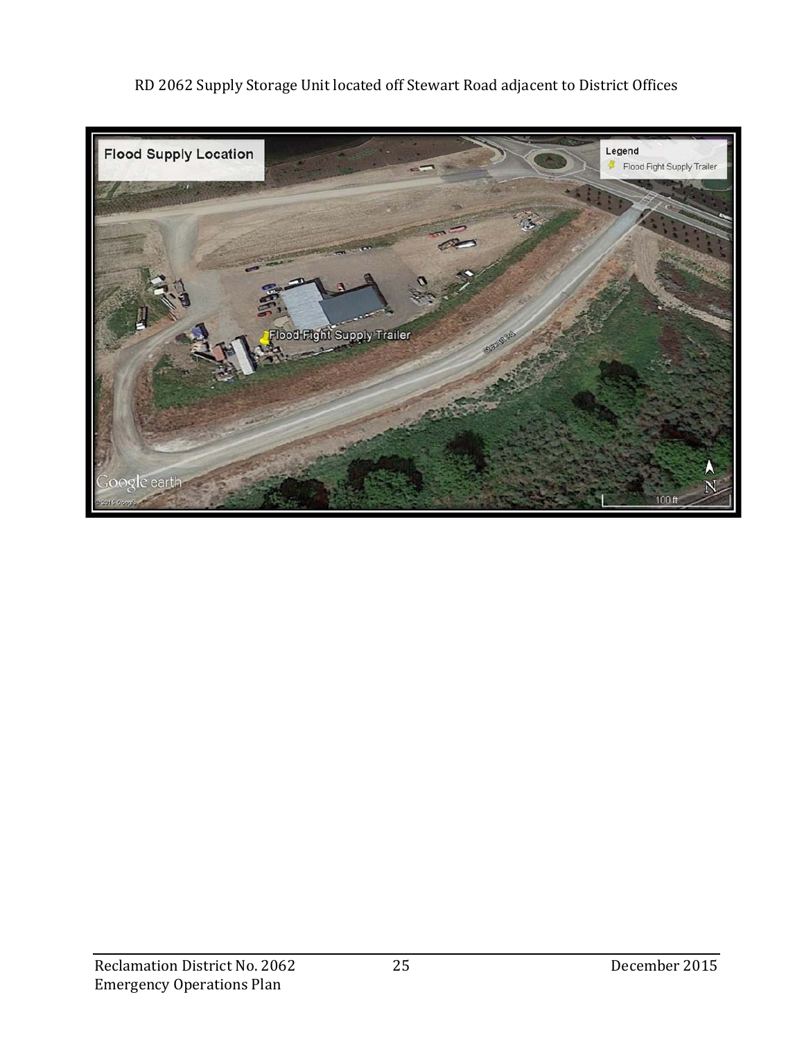RD 2062 Supply Storage Unit located off Stewart Road adjacent to District Offices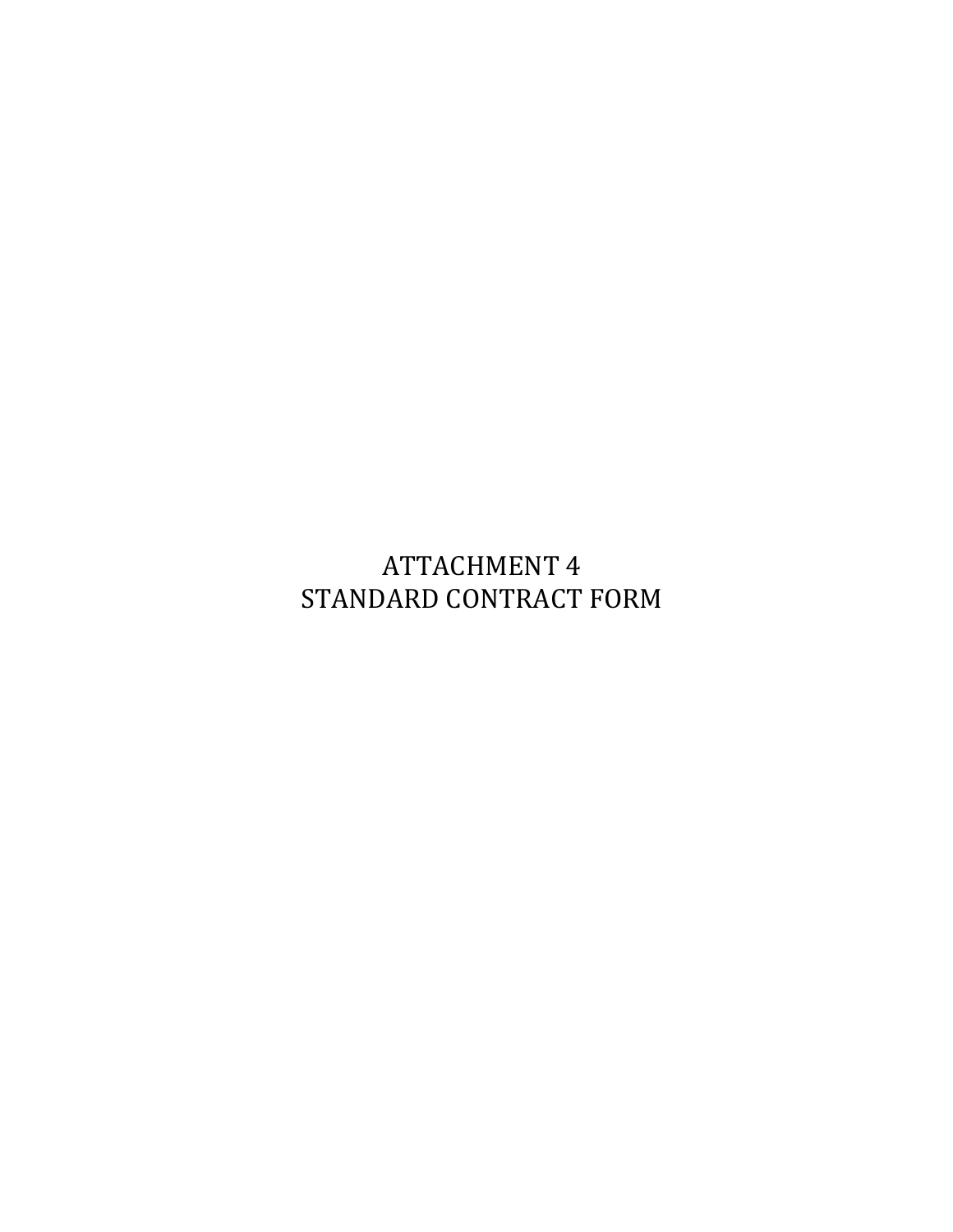# ATTACHMENT 4
# STANDARD CONTRACT FORM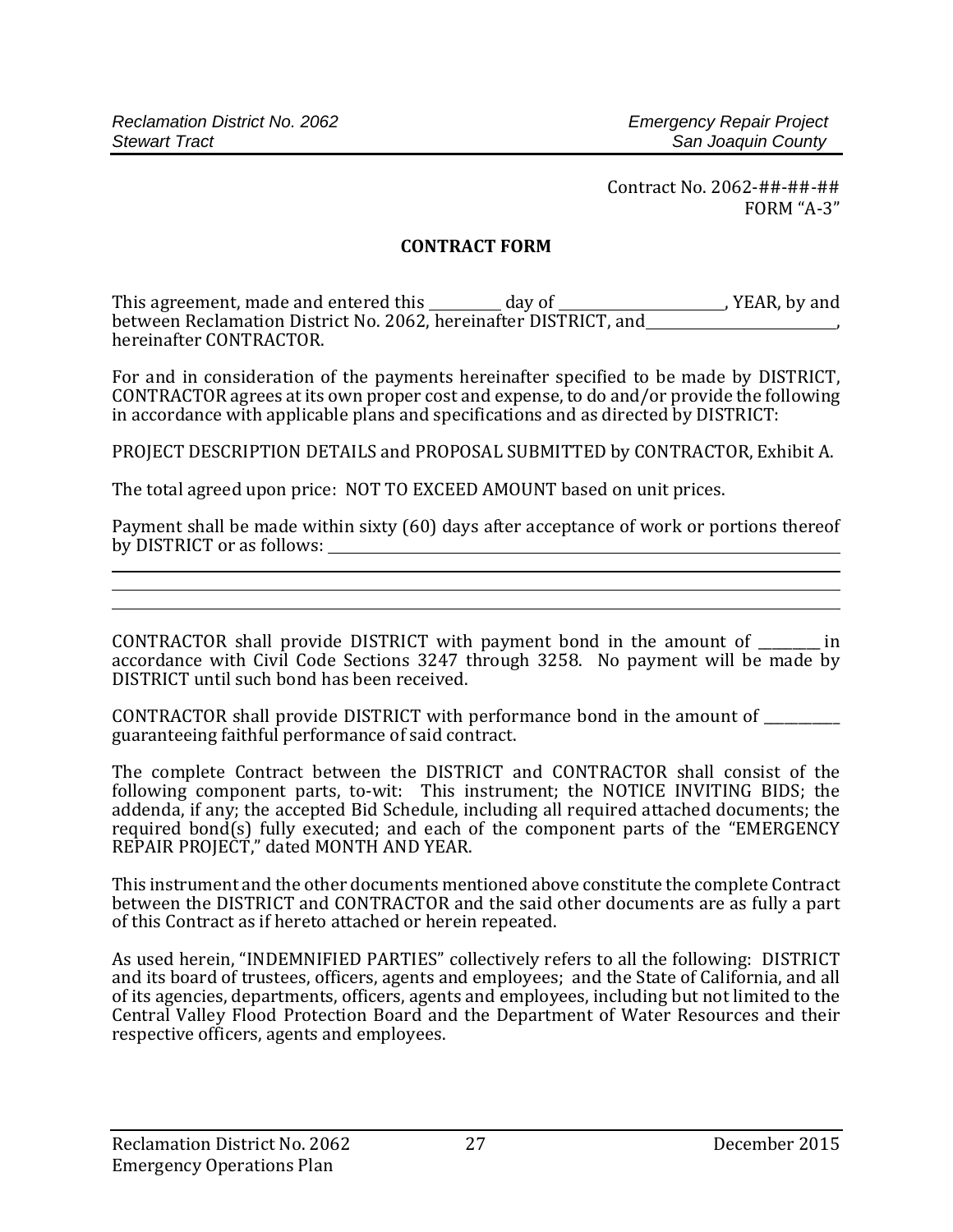Contract No. 2062-##-##-##
FORM "A-3"

## CONTRACT FORM

This agreement, made and entered this __________ day of ______________________, YEAR, by and between Reclamation District No. 2062, hereinafter DISTRICT, and__________________________, hereinafter CONTRACTOR.

For and in consideration of the payments hereinafter specified to be made by DISTRICT, CONTRACTOR agrees at its own proper cost and expense, to do and/or provide the following in accordance with applicable plans and specifications and as directed by DISTRICT:

PROJECT DESCRIPTION DETAILS and PROPOSAL SUBMITTED by CONTRACTOR, Exhibit A.

The total agreed upon price: NOT TO EXCEED AMOUNT based on unit prices.

Payment shall be made within sixty (60) days after acceptance of work or portions thereof by DISTRICT or as follows: ______________________________________________________________

______________________________________________________________________________

______________________________________________________________________________

______________________________________________________________________________

CONTRACTOR shall provide DISTRICT with payment bond in the amount of _________ in accordance with Civil Code Sections 3247 through 3258. No payment will be made by DISTRICT until such bond has been received.

CONTRACTOR shall provide DISTRICT with performance bond in the amount of ___________ guaranteeing faithful performance of said contract.

The complete Contract between the DISTRICT and CONTRACTOR shall consist of the following component parts, to-wit: This instrument; the NOTICE INVITING BIDS; the addenda, if any; the accepted Bid Schedule, including all required attached documents; the required bond(s) fully executed; and each of the component parts of the "EMERGENCY REPAIR PROJECT," dated MONTH AND YEAR.

This instrument and the other documents mentioned above constitute the complete Contract between the DISTRICT and CONTRACTOR and the said other documents are as fully a part of this Contract as if hereto attached or herein repeated.

As used herein, "INDEMNIFIED PARTIES" collectively refers to all the following: DISTRICT and its board of trustees, officers, agents and employees; and the State of California, and all of its agencies, departments, officers, agents and employees, including but not limited to the Central Valley Flood Protection Board and the Department of Water Resources and their respective officers, agents and employees.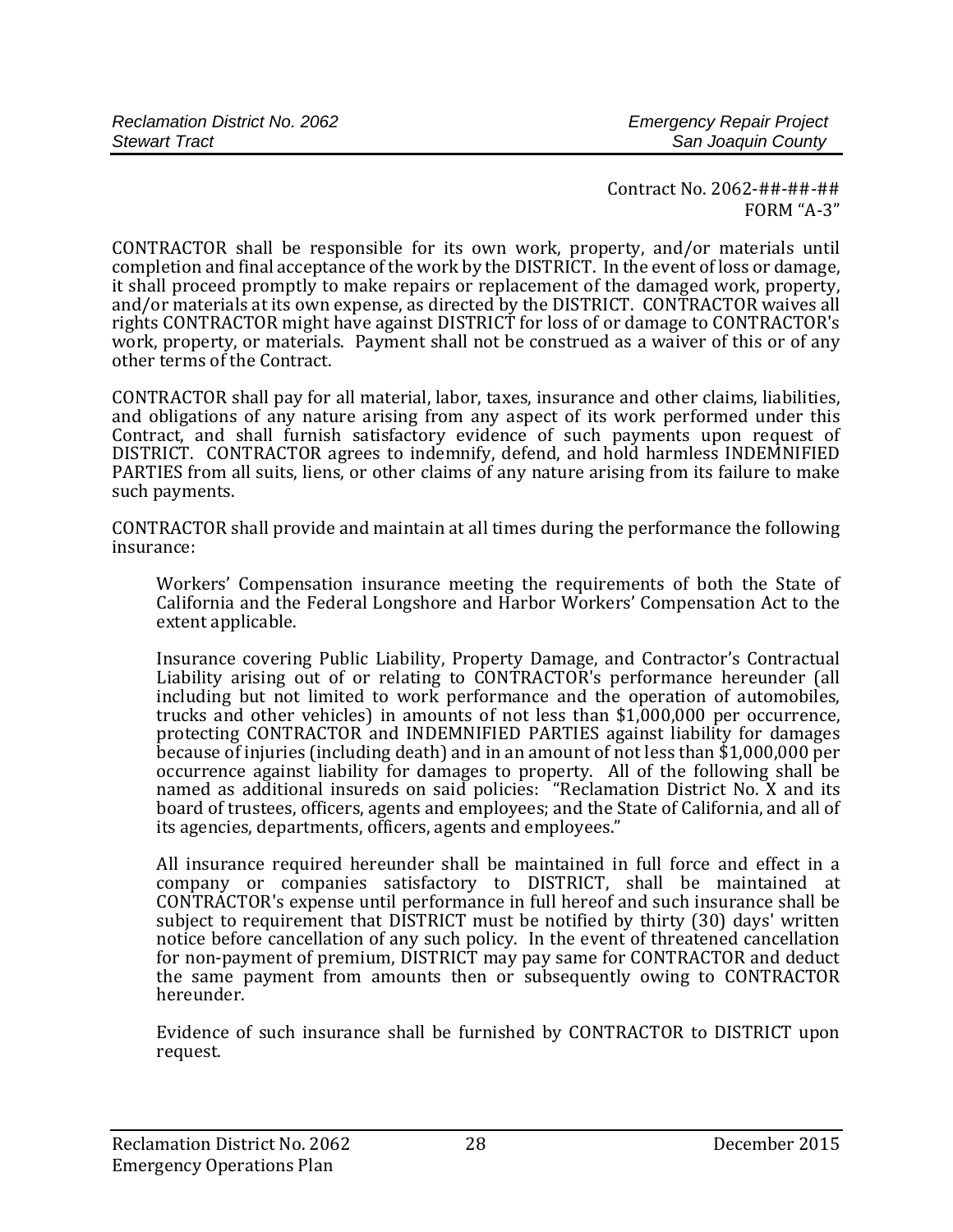Contract No. 2062-##-##-##
FORM "A-3"

CONTRACTOR shall be responsible for its own work, property, and/or materials until completion and final acceptance of the work by the DISTRICT. In the event of loss or damage, it shall proceed promptly to make repairs or replacement of the damaged work, property, and/or materials at its own expense, as directed by the DISTRICT. CONTRACTOR waives all rights CONTRACTOR might have against DISTRICT for loss of or damage to CONTRACTOR's work, property, or materials. Payment shall not be construed as a waiver of this or of any other terms of the Contract.

CONTRACTOR shall pay for all material, labor, taxes, insurance and other claims, liabilities, and obligations of any nature arising from any aspect of its work performed under this Contract, and shall furnish satisfactory evidence of such payments upon request of DISTRICT. CONTRACTOR agrees to indemnify, defend, and hold harmless INDEMNIFIED PARTIES from all suits, liens, or other claims of any nature arising from its failure to make such payments.

CONTRACTOR shall provide and maintain at all times during the performance the following insurance:

Workers' Compensation insurance meeting the requirements of both the State of California and the Federal Longshore and Harbor Workers' Compensation Act to the extent applicable.

Insurance covering Public Liability, Property Damage, and Contractor's Contractual Liability arising out of or relating to CONTRACTOR's performance hereunder (all including but not limited to work performance and the operation of automobiles, trucks and other vehicles) in amounts of not less than $1,000,000 per occurrence, protecting CONTRACTOR and INDEMNIFIED PARTIES against liability for damages because of injuries (including death) and in an amount of not less than $1,000,000 per occurrence against liability for damages to property. All of the following shall be named as additional insureds on said policies: "Reclamation District No. X and its board of trustees, officers, agents and employees; and the State of California, and all of its agencies, departments, officers, agents and employees."

All insurance required hereunder shall be maintained in full force and effect in a company or companies satisfactory to DISTRICT, shall be maintained at CONTRACTOR's expense until performance in full hereof and such insurance shall be subject to requirement that DISTRICT must be notified by thirty (30) days' written notice before cancellation of any such policy. In the event of threatened cancellation for non-payment of premium, DISTRICT may pay same for CONTRACTOR and deduct the same payment from amounts then or subsequently owing to CONTRACTOR hereunder.

Evidence of such insurance shall be furnished by CONTRACTOR to DISTRICT upon request.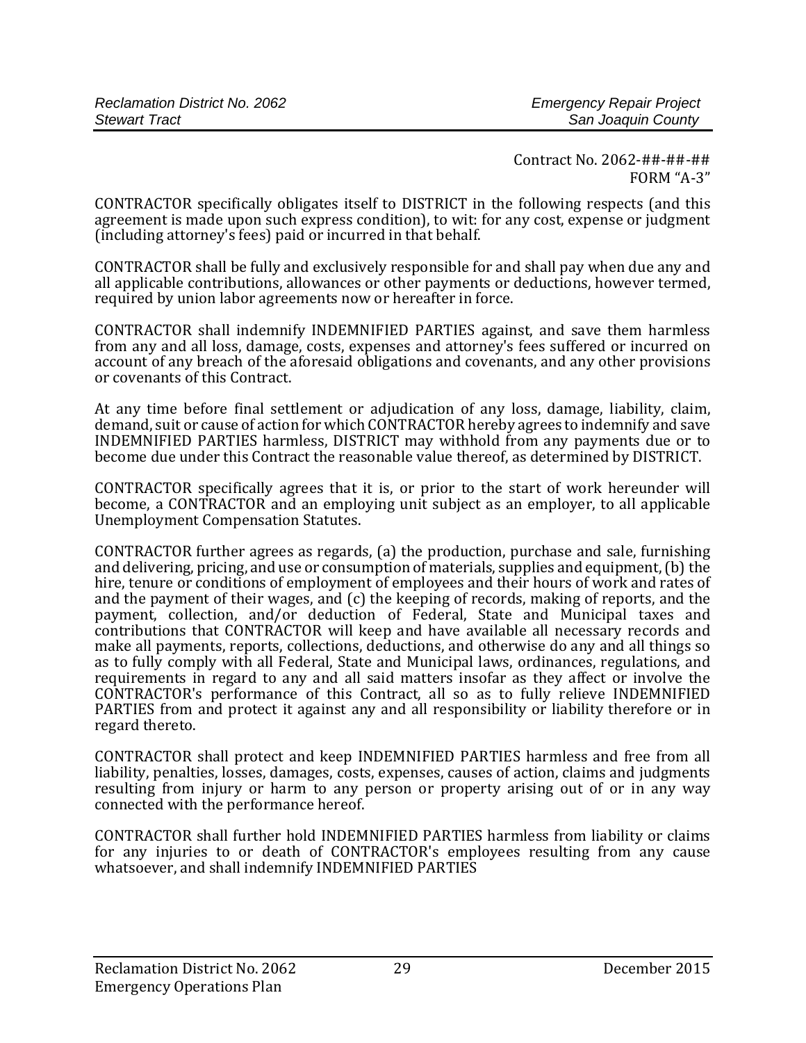Contract No. 2062-##-##-##
FORM "A-3"

CONTRACTOR specifically obligates itself to DISTRICT in the following respects (and this agreement is made upon such express condition), to wit: for any cost, expense or judgment (including attorney's fees) paid or incurred in that behalf.

CONTRACTOR shall be fully and exclusively responsible for and shall pay when due any and all applicable contributions, allowances or other payments or deductions, however termed, required by union labor agreements now or hereafter in force.

CONTRACTOR shall indemnify INDEMNIFIED PARTIES against, and save them harmless from any and all loss, damage, costs, expenses and attorney's fees suffered or incurred on account of any breach of the aforesaid obligations and covenants, and any other provisions or covenants of this Contract.

At any time before final settlement or adjudication of any loss, damage, liability, claim, demand, suit or cause of action for which CONTRACTOR hereby agrees to indemnify and save INDEMNIFIED PARTIES harmless, DISTRICT may withhold from any payments due or to become due under this Contract the reasonable value thereof, as determined by DISTRICT.

CONTRACTOR specifically agrees that it is, or prior to the start of work hereunder will become, a CONTRACTOR and an employing unit subject as an employer, to all applicable Unemployment Compensation Statutes.

CONTRACTOR further agrees as regards, (a) the production, purchase and sale, furnishing and delivering, pricing, and use or consumption of materials, supplies and equipment, (b) the hire, tenure or conditions of employment of employees and their hours of work and rates of and the payment of their wages, and (c) the keeping of records, making of reports, and the payment, collection, and/or deduction of Federal, State and Municipal taxes and contributions that CONTRACTOR will keep and have available all necessary records and make all payments, reports, collections, deductions, and otherwise do any and all things so as to fully comply with all Federal, State and Municipal laws, ordinances, regulations, and requirements in regard to any and all said matters insofar as they affect or involve the CONTRACTOR's performance of this Contract, all so as to fully relieve INDEMNIFIED PARTIES from and protect it against any and all responsibility or liability therefore or in regard thereto.

CONTRACTOR shall protect and keep INDEMNIFIED PARTIES harmless and free from all liability, penalties, losses, damages, costs, expenses, causes of action, claims and judgments resulting from injury or harm to any person or property arising out of or in any way connected with the performance hereof.

CONTRACTOR shall further hold INDEMNIFIED PARTIES harmless from liability or claims for any injuries to or death of CONTRACTOR's employees resulting from any cause whatsoever, and shall indemnify INDEMNIFIED PARTIES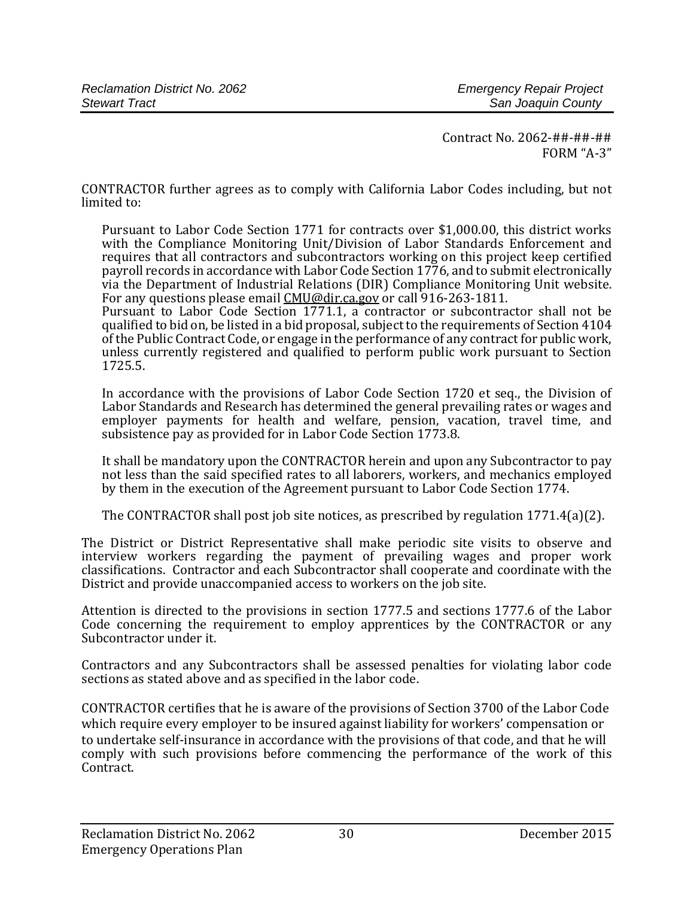Contract No. 2062-##-##-##
FORM "A-3"

CONTRACTOR further agrees as to comply with California Labor Codes including, but not limited to:

Pursuant to Labor Code Section 1771 for contracts over $1,000.00, this district works with the Compliance Monitoring Unit/Division of Labor Standards Enforcement and requires that all contractors and subcontractors working on this project keep certified payroll records in accordance with Labor Code Section 1776, and to submit electronically via the Department of Industrial Relations (DIR) Compliance Monitoring Unit website. For any questions please email CMU@dir.ca.gov or call 916-263-1811.
Pursuant to Labor Code Section 1771.1, a contractor or subcontractor shall not be qualified to bid on, be listed in a bid proposal, subject to the requirements of Section 4104 of the Public Contract Code, or engage in the performance of any contract for public work, unless currently registered and qualified to perform public work pursuant to Section 1725.5.

In accordance with the provisions of Labor Code Section 1720 et seq., the Division of Labor Standards and Research has determined the general prevailing rates or wages and employer payments for health and welfare, pension, vacation, travel time, and subsistence pay as provided for in Labor Code Section 1773.8.

It shall be mandatory upon the CONTRACTOR herein and upon any Subcontractor to pay not less than the said specified rates to all laborers, workers, and mechanics employed by them in the execution of the Agreement pursuant to Labor Code Section 1774.

The CONTRACTOR shall post job site notices, as prescribed by regulation 1771.4(a)(2).

The District or District Representative shall make periodic site visits to observe and interview workers regarding the payment of prevailing wages and proper work classifications. Contractor and each Subcontractor shall cooperate and coordinate with the District and provide unaccompanied access to workers on the job site.

Attention is directed to the provisions in section 1777.5 and sections 1777.6 of the Labor Code concerning the requirement to employ apprentices by the CONTRACTOR or any Subcontractor under it.

Contractors and any Subcontractors shall be assessed penalties for violating labor code sections as stated above and as specified in the labor code.

CONTRACTOR certifies that he is aware of the provisions of Section 3700 of the Labor Code which require every employer to be insured against liability for workers' compensation or to undertake self-insurance in accordance with the provisions of that code, and that he will comply with such provisions before commencing the performance of the work of this Contract.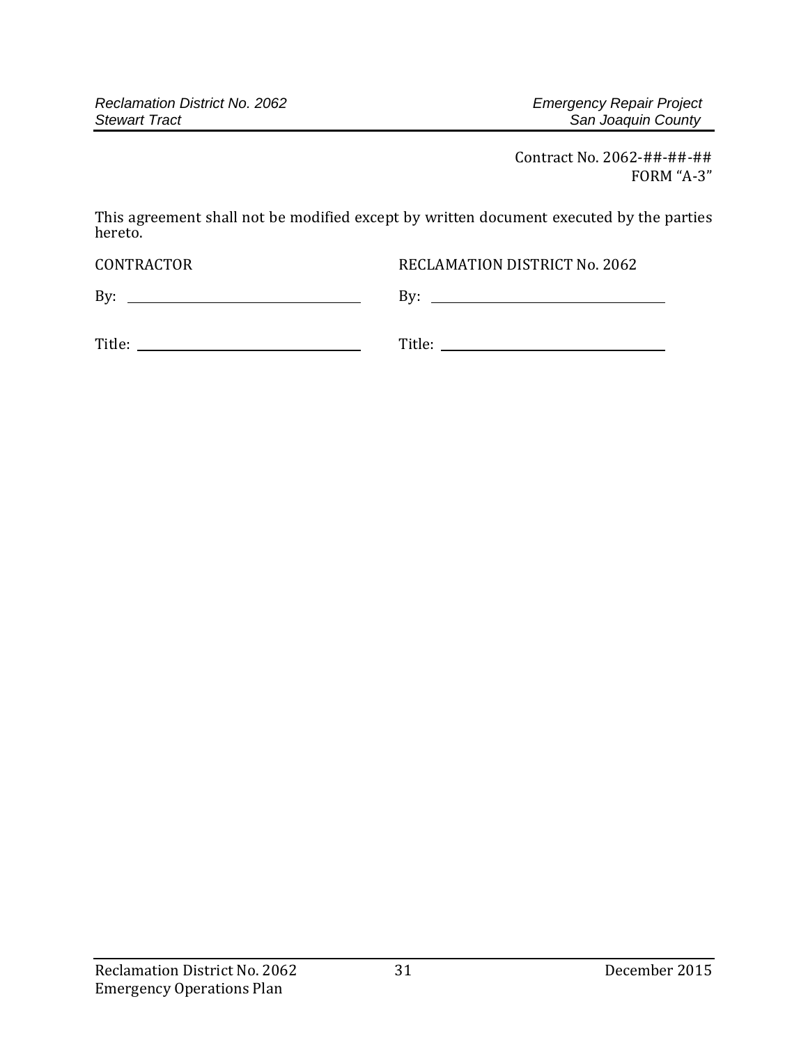Contract No. 2062-##-##-##
FORM "A-3"

This agreement shall not be modified except by written document executed by the parties hereto.

| CONTRACTOR | RECLAMATION DISTRICT No. 2062 |
| --- | --- |
| By: ______________________ | By: ______________________ |
| Title: ______________________ | Title: ______________________ |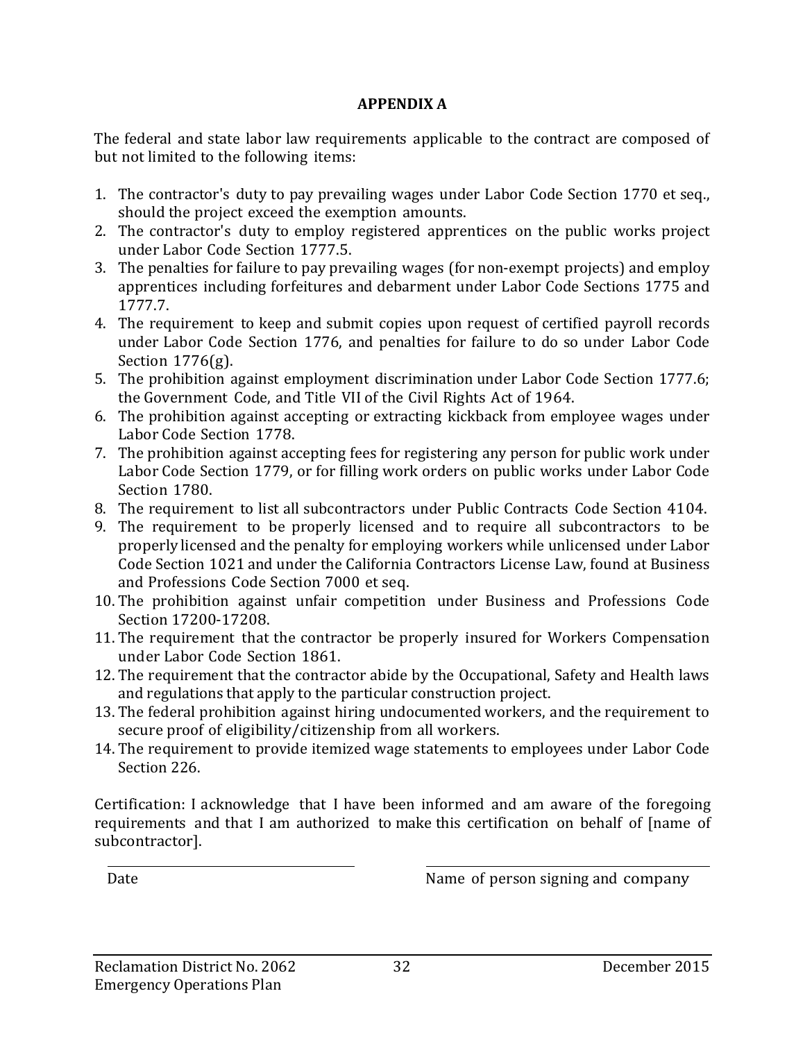**APPENDIX A**

The federal and state labor law requirements applicable to the contract are composed of but not limited to the following items:

1. The contractor's duty to pay prevailing wages under Labor Code Section 1770 et seq., should the project exceed the exemption amounts.
2. The contractor's duty to employ registered apprentices on the public works project under Labor Code Section 1777.5.
3. The penalties for failure to pay prevailing wages (for non-exempt projects) and employ apprentices including forfeitures and debarment under Labor Code Sections 1775 and 1777.7.
4. The requirement to keep and submit copies upon request of certified payroll records under Labor Code Section 1776, and penalties for failure to do so under Labor Code Section 1776(g).
5. The prohibition against employment discrimination under Labor Code Section 1777.6; the Government Code, and Title VII of the Civil Rights Act of 1964.
6. The prohibition against accepting or extracting kickback from employee wages under Labor Code Section 1778.
7. The prohibition against accepting fees for registering any person for public work under Labor Code Section 1779, or for filling work orders on public works under Labor Code Section 1780.
8. The requirement to list all subcontractors under Public Contracts Code Section 4104.
9. The requirement to be properly licensed and to require all subcontractors to be properly licensed and the penalty for employing workers while unlicensed under Labor Code Section 1021 and under the California Contractors License Law, found at Business and Professions Code Section 7000 et seq.
10. The prohibition against unfair competition under Business and Professions Code Section 17200-17208.
11. The requirement that the contractor be properly insured for Workers Compensation under Labor Code Section 1861.
12. The requirement that the contractor abide by the Occupational, Safety and Health laws and regulations that apply to the particular construction project.
13. The federal prohibition against hiring undocumented workers, and the requirement to secure proof of eligibility/citizenship from all workers.
14. The requirement to provide itemized wage statements to employees under Labor Code Section 226.

Certification: I acknowledge that I have been informed and am aware of the foregoing requirements and that I am authorized to make this certification on behalf of [name of subcontractor].

\_\_\_\_\_\_\_\_\_\_\_\_\_\_\_\_\_\_\_\_\_\_\_\_\_\_\_\_ \_\_\_\_\_\_\_\_\_\_\_\_\_\_\_\_\_\_\_\_\_\_\_\_\_\_\_\_

Date Name of person signing and company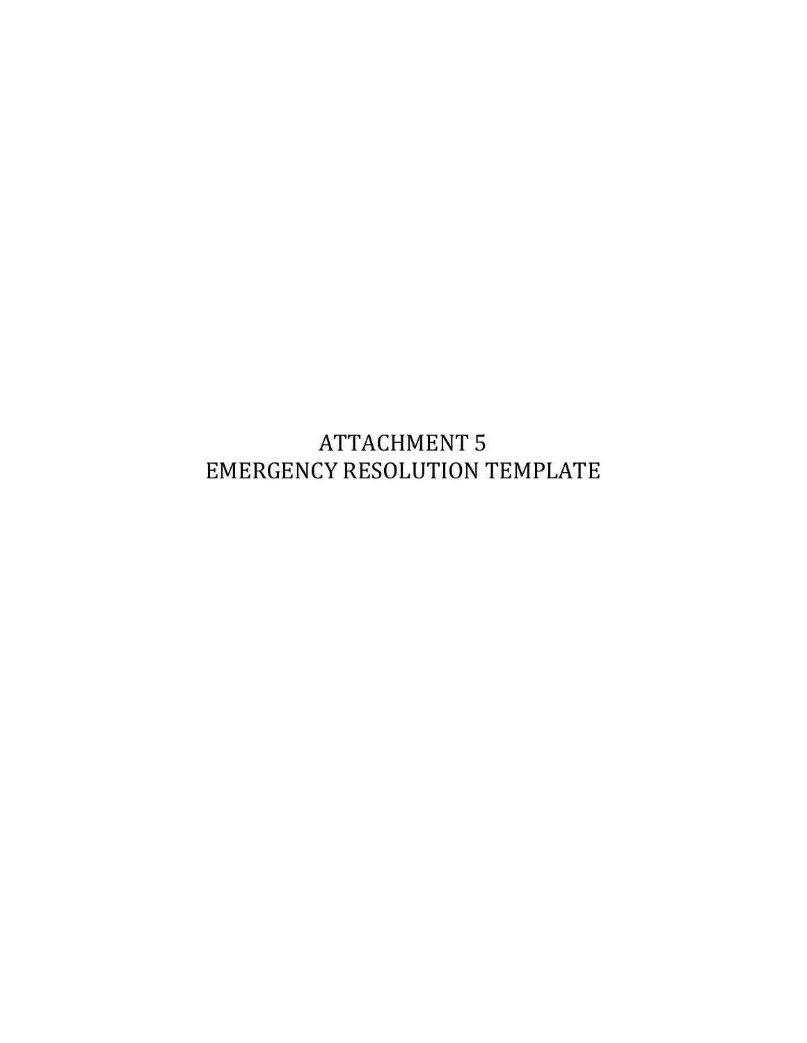# ATTACHMENT 5
# EMERGENCY RESOLUTION TEMPLATE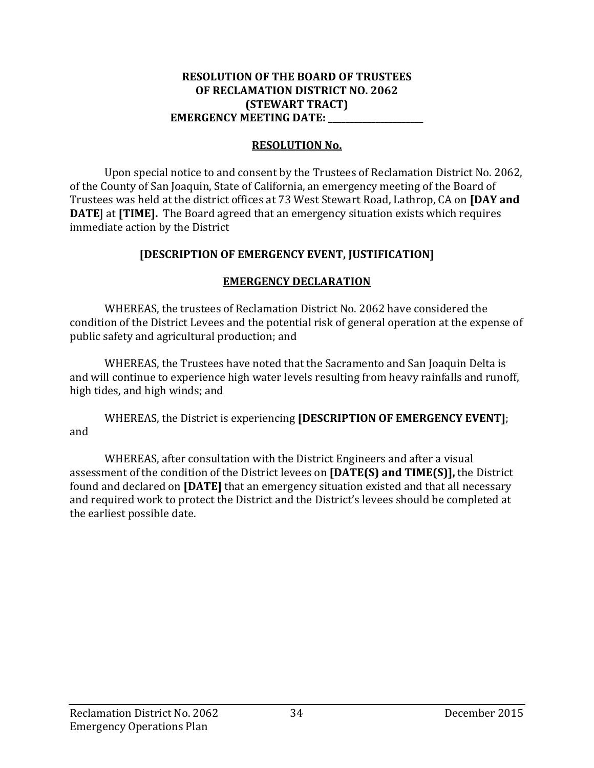**RESOLUTION OF THE BOARD OF TRUSTEES**
**OF RECLAMATION DISTRICT NO. 2062**
**(STEWART TRACT)**
**EMERGENCY MEETING DATE: \_\_\_\_\_\_\_\_\_\_\_\_\_\_\_\_\_\_\_\_\_\_\_**

**RESOLUTION No.**

Upon special notice to and consent by the Trustees of Reclamation District No. 2062, of the County of San Joaquin, State of California, an emergency meeting of the Board of Trustees was held at the district offices at 73 West Stewart Road, Lathrop, CA on **[DAY and DATE**] at **[TIME].** The Board agreed that an emergency situation exists which requires immediate action by the District

**[DESCRIPTION OF EMERGENCY EVENT, JUSTIFICATION]**

**EMERGENCY DECLARATION**

WHEREAS, the trustees of Reclamation District No. 2062 have considered the condition of the District Levees and the potential risk of general operation at the expense of public safety and agricultural production; and

WHEREAS, the Trustees have noted that the Sacramento and San Joaquin Delta is and will continue to experience high water levels resulting from heavy rainfalls and runoff, high tides, and high winds; and

WHEREAS, the District is experiencing **[DESCRIPTION OF EMERGENCY EVENT]**; and

WHEREAS, after consultation with the District Engineers and after a visual assessment of the condition of the District levees on **[DATE(S) and TIME(S)],** the District found and declared on **[DATE]** that an emergency situation existed and that all necessary and required work to protect the District and the District's levees should be completed at the earliest possible date.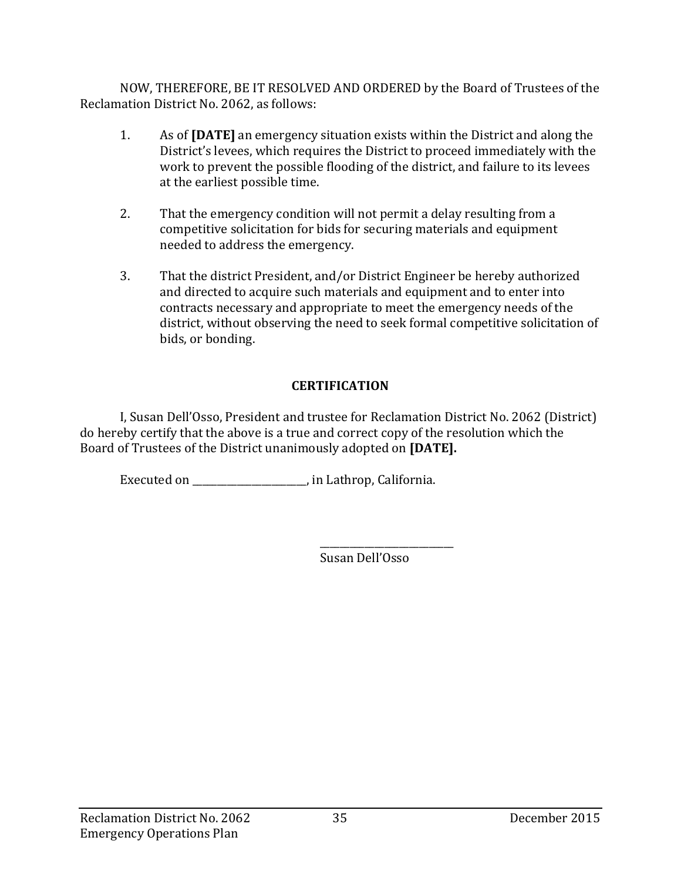NOW, THEREFORE, BE IT RESOLVED AND ORDERED by the Board of Trustees of the Reclamation District No. 2062, as follows:

1. As of **[DATE]** an emergency situation exists within the District and along the District's levees, which requires the District to proceed immediately with the work to prevent the possible flooding of the district, and failure to its levees at the earliest possible time.

2. That the emergency condition will not permit a delay resulting from a competitive solicitation for bids for securing materials and equipment needed to address the emergency.

3. That the district President, and/or District Engineer be hereby authorized and directed to acquire such materials and equipment and to enter into contracts necessary and appropriate to meet the emergency needs of the district, without observing the need to seek formal competitive solicitation of bids, or bonding.

**CERTIFICATION**

I, Susan Dell'Osso, President and trustee for Reclamation District No. 2062 (District) do hereby certify that the above is a true and correct copy of the resolution which the Board of Trustees of the District unanimously adopted on **[DATE].**

Executed on ______________________, in Lathrop, California.

___________________________
Susan Dell'Osso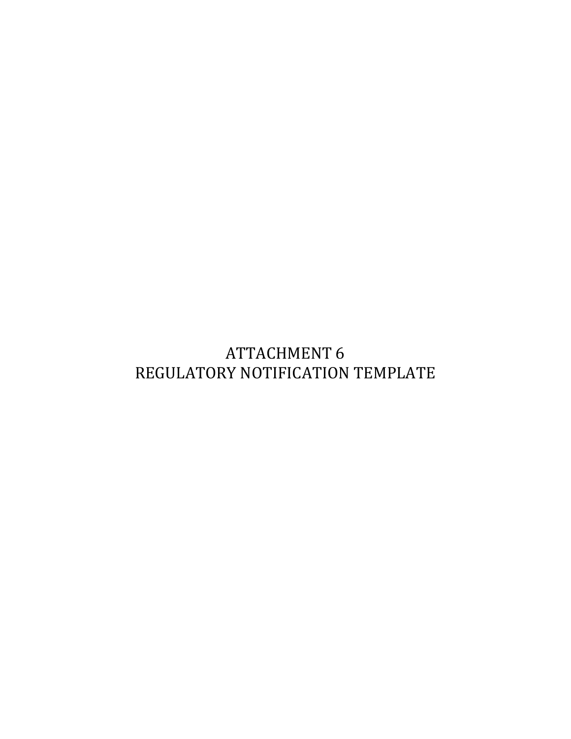# ATTACHMENT 6
# REGULATORY NOTIFICATION TEMPLATE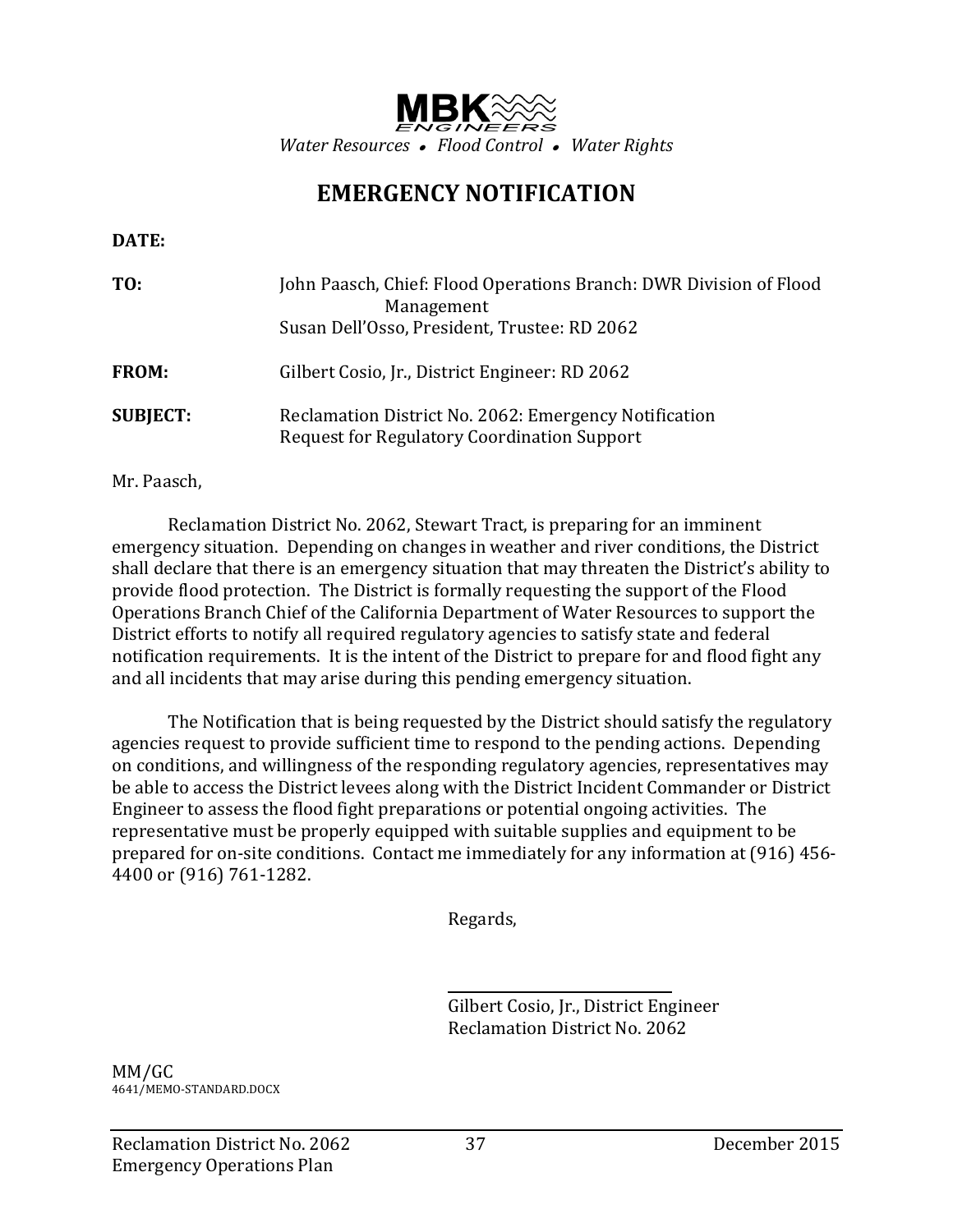**MBK ENGINEERS**

*Water Resources • Flood Control • Water Rights*

# EMERGENCY NOTIFICATION

**DATE:**

**TO:** John Paasch, Chief: Flood Operations Branch: DWR Division of Flood Management
Susan Dell'Osso, President, Trustee: RD 2062

**FROM:** Gilbert Cosio, Jr., District Engineer: RD 2062

**SUBJECT:** Reclamation District No. 2062: Emergency Notification
Request for Regulatory Coordination Support

Mr. Paasch,

Reclamation District No. 2062, Stewart Tract, is preparing for an imminent emergency situation. Depending on changes in weather and river conditions, the District shall declare that there is an emergency situation that may threaten the District's ability to provide flood protection. The District is formally requesting the support of the Flood Operations Branch Chief of the California Department of Water Resources to support the District efforts to notify all required regulatory agencies to satisfy state and federal notification requirements. It is the intent of the District to prepare for and flood fight any and all incidents that may arise during this pending emergency situation.

The Notification that is being requested by the District should satisfy the regulatory agencies request to provide sufficient time to respond to the pending actions. Depending on conditions, and willingness of the responding regulatory agencies, representatives may be able to access the District levees along with the District Incident Commander or District Engineer to assess the flood fight preparations or potential ongoing activities. The representative must be properly equipped with suitable supplies and equipment to be prepared for on-site conditions. Contact me immediately for any information at (916) 456-4400 or (916) 761-1282.

Regards,

Gilbert Cosio, Jr., District Engineer
Reclamation District No. 2062

MM/GC
4641/MEMO-STANDARD.DOCX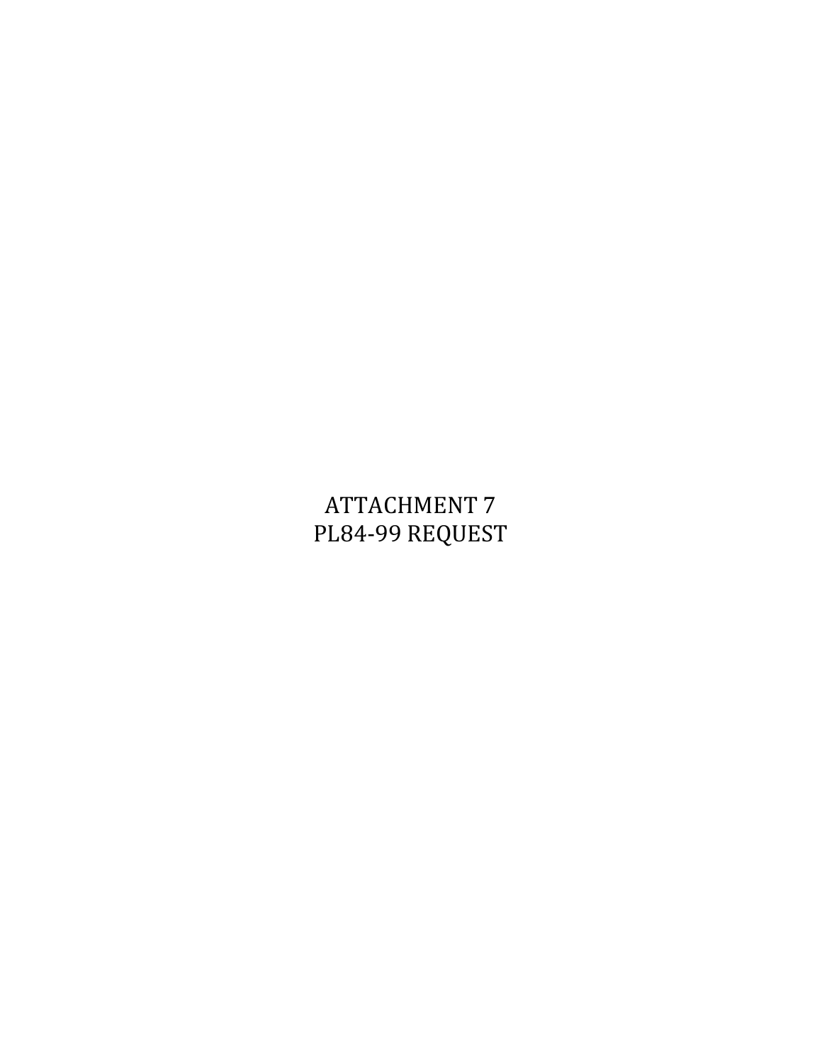ATTACHMENT 7

PL84-99 REQUEST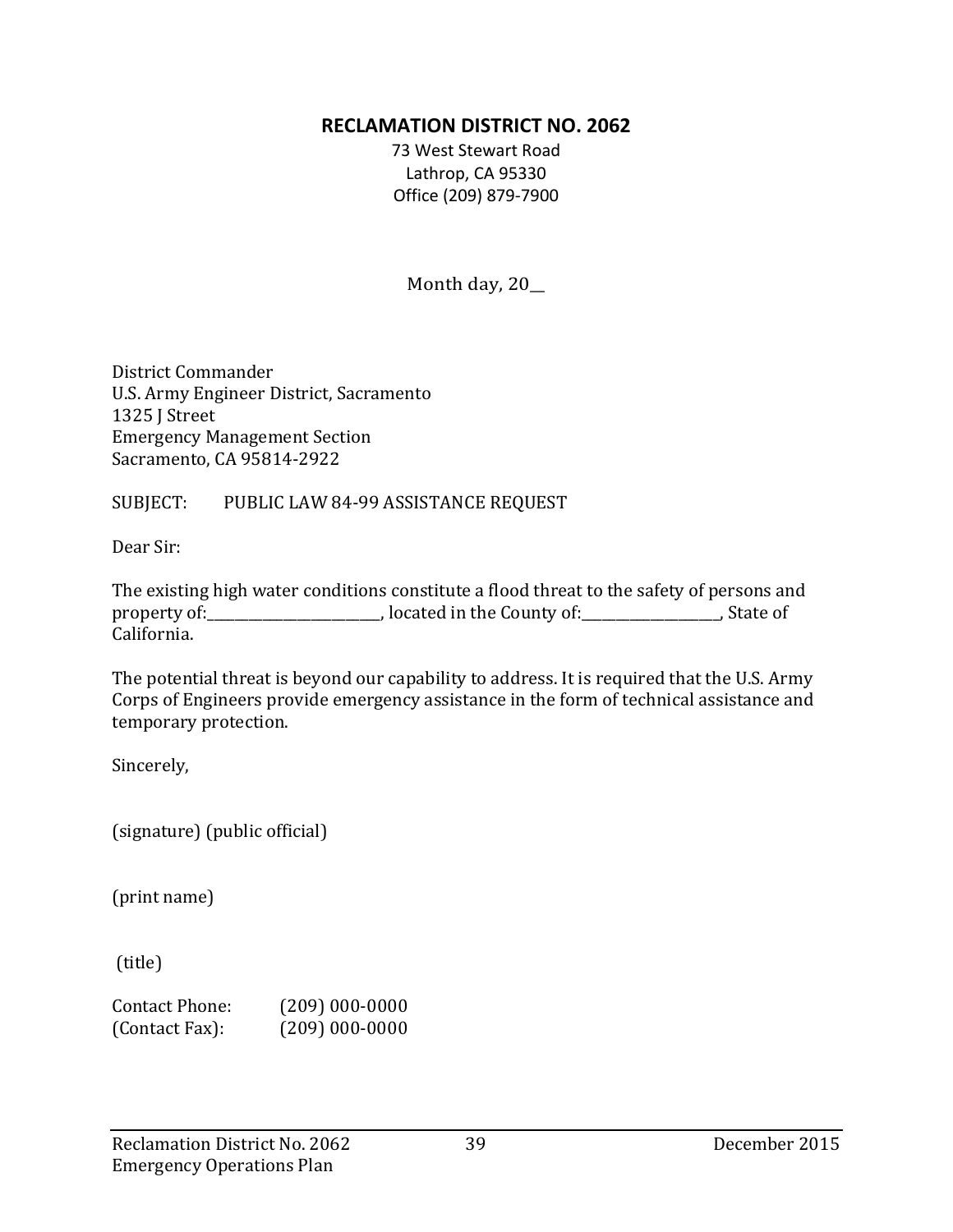**RECLAMATION DISTRICT NO. 2062**

73 West Stewart Road
Lathrop, CA 95330
Office (209) 879-7900

Month day, 20__

District Commander
U.S. Army Engineer District, Sacramento
1325 J Street
Emergency Management Section
Sacramento, CA 95814-2922

SUBJECT: PUBLIC LAW 84-99 ASSISTANCE REQUEST

Dear Sir:

The existing high water conditions constitute a flood threat to the safety of persons and property of:________________________, located in the County of:__________________, State of California.

The potential threat is beyond our capability to address. It is required that the U.S. Army Corps of Engineers provide emergency assistance in the form of technical assistance and temporary protection.

Sincerely,

(signature) (public official)

(print name)

(title)

Contact Phone: (209) 000-0000
(Contact Fax): (209) 000-0000